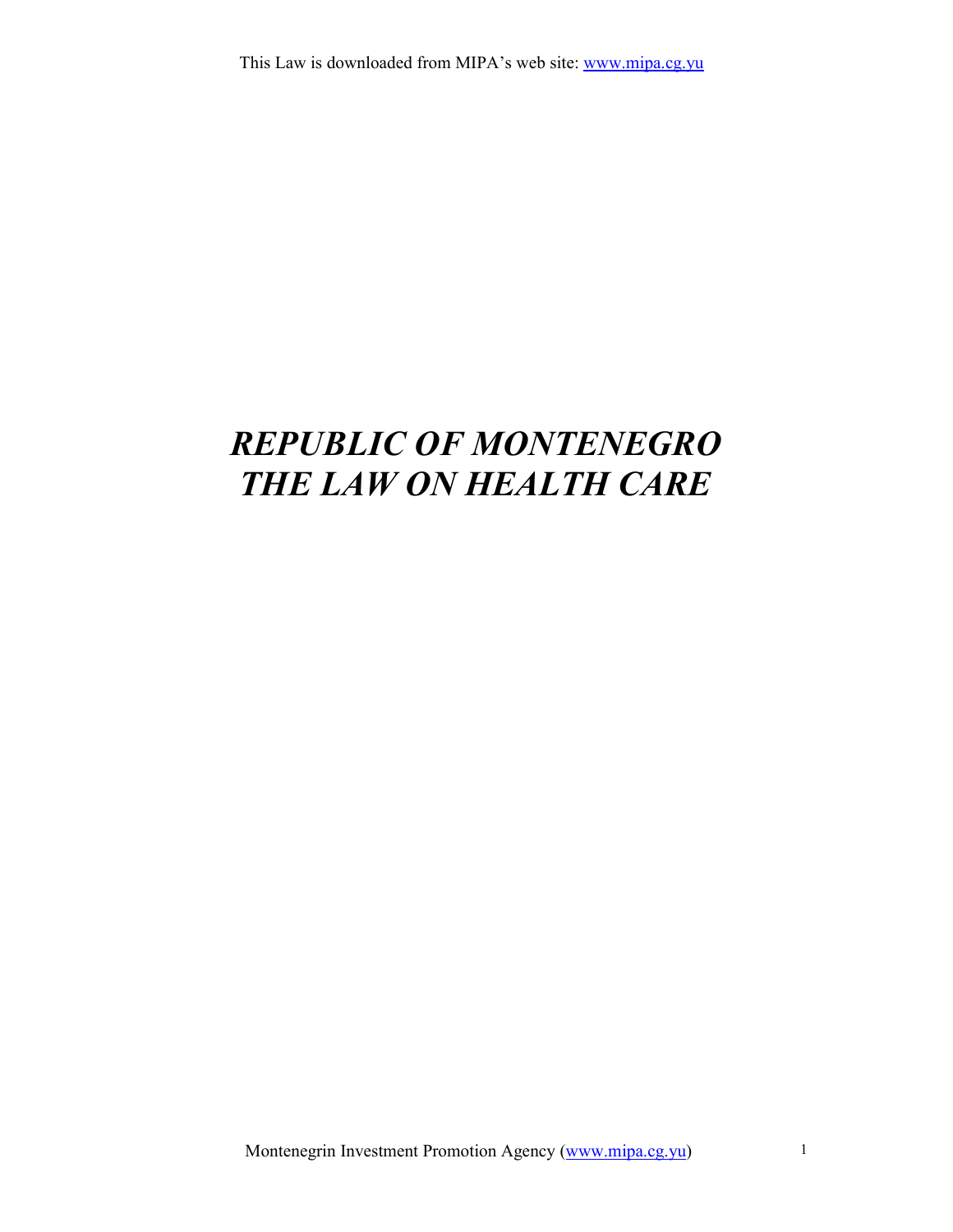# *REPUBLIC OF MONTENEGRO*
# *THE LAW ON HEALTH CARE*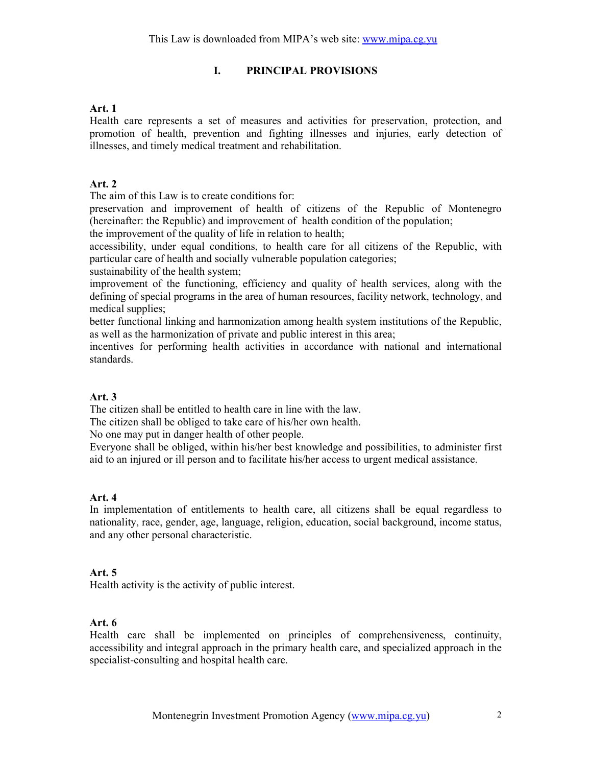## I. PRINCIPAL PROVISIONS

**Art. 1**

Health care represents a set of measures and activities for preservation, protection, and promotion of health, prevention and fighting illnesses and injuries, early detection of illnesses, and timely medical treatment and rehabilitation.

**Art. 2**

The aim of this Law is to create conditions for:

preservation and improvement of health of citizens of the Republic of Montenegro (hereinafter: the Republic) and improvement of health condition of the population;

the improvement of the quality of life in relation to health;

accessibility, under equal conditions, to health care for all citizens of the Republic, with particular care of health and socially vulnerable population categories;

sustainability of the health system;

improvement of the functioning, efficiency and quality of health services, along with the defining of special programs in the area of human resources, facility network, technology, and medical supplies;

better functional linking and harmonization among health system institutions of the Republic, as well as the harmonization of private and public interest in this area;

incentives for performing health activities in accordance with national and international standards.

**Art. 3**

The citizen shall be entitled to health care in line with the law.

The citizen shall be obliged to take care of his/her own health.

No one may put in danger health of other people.

Everyone shall be obliged, within his/her best knowledge and possibilities, to administer first aid to an injured or ill person and to facilitate his/her access to urgent medical assistance.

**Art. 4**

In implementation of entitlements to health care, all citizens shall be equal regardless to nationality, race, gender, age, language, religion, education, social background, income status, and any other personal characteristic.

**Art. 5**

Health activity is the activity of public interest.

**Art. 6**

Health care shall be implemented on principles of comprehensiveness, continuity, accessibility and integral approach in the primary health care, and specialized approach in the specialist-consulting and hospital health care.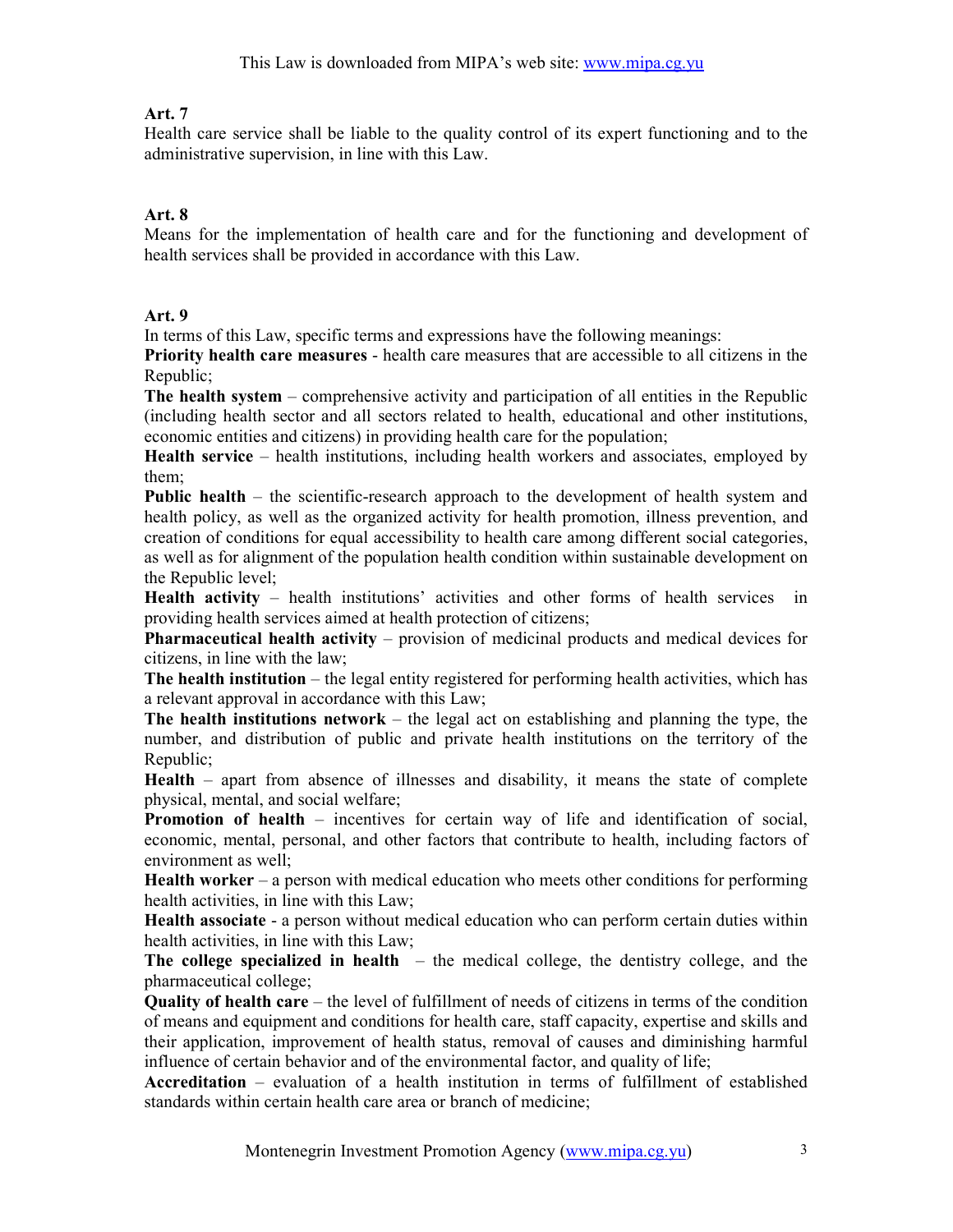**Art. 7**

Health care service shall be liable to the quality control of its expert functioning and to the administrative supervision, in line with this Law.

**Art. 8**

Means for the implementation of health care and for the functioning and development of health services shall be provided in accordance with this Law.

**Art. 9**

In terms of this Law, specific terms and expressions have the following meanings:

**Priority health care measures** - health care measures that are accessible to all citizens in the Republic;

**The health system** – comprehensive activity and participation of all entities in the Republic (including health sector and all sectors related to health, educational and other institutions, economic entities and citizens) in providing health care for the population;

**Health service** – health institutions, including health workers and associates, employed by them;

**Public health** – the scientific-research approach to the development of health system and health policy, as well as the organized activity for health promotion, illness prevention, and creation of conditions for equal accessibility to health care among different social categories, as well as for alignment of the population health condition within sustainable development on the Republic level;

**Health activity** – health institutions' activities and other forms of health services in providing health services aimed at health protection of citizens;

**Pharmaceutical health activity** – provision of medicinal products and medical devices for citizens, in line with the law;

**The health institution** – the legal entity registered for performing health activities, which has a relevant approval in accordance with this Law;

**The health institutions network** – the legal act on establishing and planning the type, the number, and distribution of public and private health institutions on the territory of the Republic;

**Health** – apart from absence of illnesses and disability, it means the state of complete physical, mental, and social welfare;

**Promotion of health** – incentives for certain way of life and identification of social, economic, mental, personal, and other factors that contribute to health, including factors of environment as well;

**Health worker** – a person with medical education who meets other conditions for performing health activities, in line with this Law;

**Health associate** - a person without medical education who can perform certain duties within health activities, in line with this Law;

**The college specialized in health** – the medical college, the dentistry college, and the pharmaceutical college;

**Quality of health care** – the level of fulfillment of needs of citizens in terms of the condition of means and equipment and conditions for health care, staff capacity, expertise and skills and their application, improvement of health status, removal of causes and diminishing harmful influence of certain behavior and of the environmental factor, and quality of life;

**Accreditation** – evaluation of a health institution in terms of fulfillment of established standards within certain health care area or branch of medicine;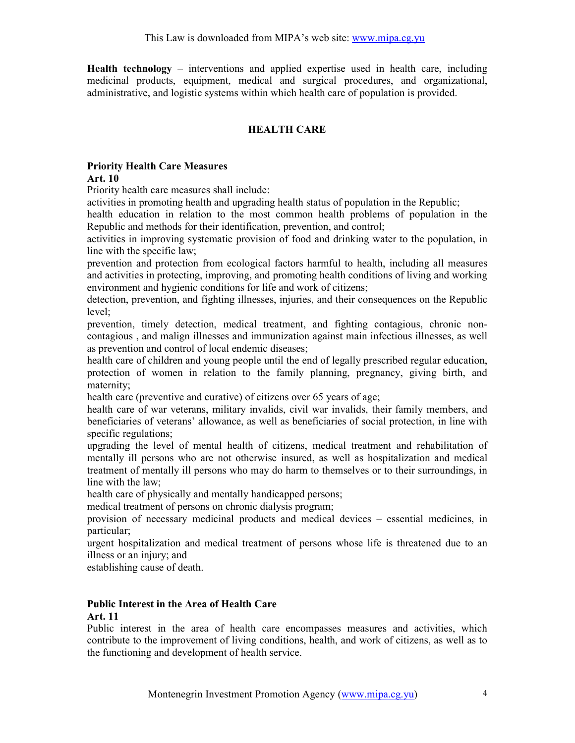**Health technology** – interventions and applied expertise used in health care, including medicinal products, equipment, medical and surgical procedures, and organizational, administrative, and logistic systems within which health care of population is provided.

## HEALTH CARE

### Priority Health Care Measures

**Art. 10**

Priority health care measures shall include:

activities in promoting health and upgrading health status of population in the Republic;

health education in relation to the most common health problems of population in the Republic and methods for their identification, prevention, and control;

activities in improving systematic provision of food and drinking water to the population, in line with the specific law;

prevention and protection from ecological factors harmful to health, including all measures and activities in protecting, improving, and promoting health conditions of living and working environment and hygienic conditions for life and work of citizens;

detection, prevention, and fighting illnesses, injuries, and their consequences on the Republic level;

prevention, timely detection, medical treatment, and fighting contagious, chronic non-contagious , and malign illnesses and immunization against main infectious illnesses, as well as prevention and control of local endemic diseases;

health care of children and young people until the end of legally prescribed regular education, protection of women in relation to the family planning, pregnancy, giving birth, and maternity;

health care (preventive and curative) of citizens over 65 years of age;

health care of war veterans, military invalids, civil war invalids, their family members, and beneficiaries of veterans' allowance, as well as beneficiaries of social protection, in line with specific regulations;

upgrading the level of mental health of citizens, medical treatment and rehabilitation of mentally ill persons who are not otherwise insured, as well as hospitalization and medical treatment of mentally ill persons who may do harm to themselves or to their surroundings, in line with the law;

health care of physically and mentally handicapped persons;

medical treatment of persons on chronic dialysis program;

provision of necessary medicinal products and medical devices – essential medicines, in particular;

urgent hospitalization and medical treatment of persons whose life is threatened due to an illness or an injury; and

establishing cause of death.

### Public Interest in the Area of Health Care

**Art. 11**

Public interest in the area of health care encompasses measures and activities, which contribute to the improvement of living conditions, health, and work of citizens, as well as to the functioning and development of health service.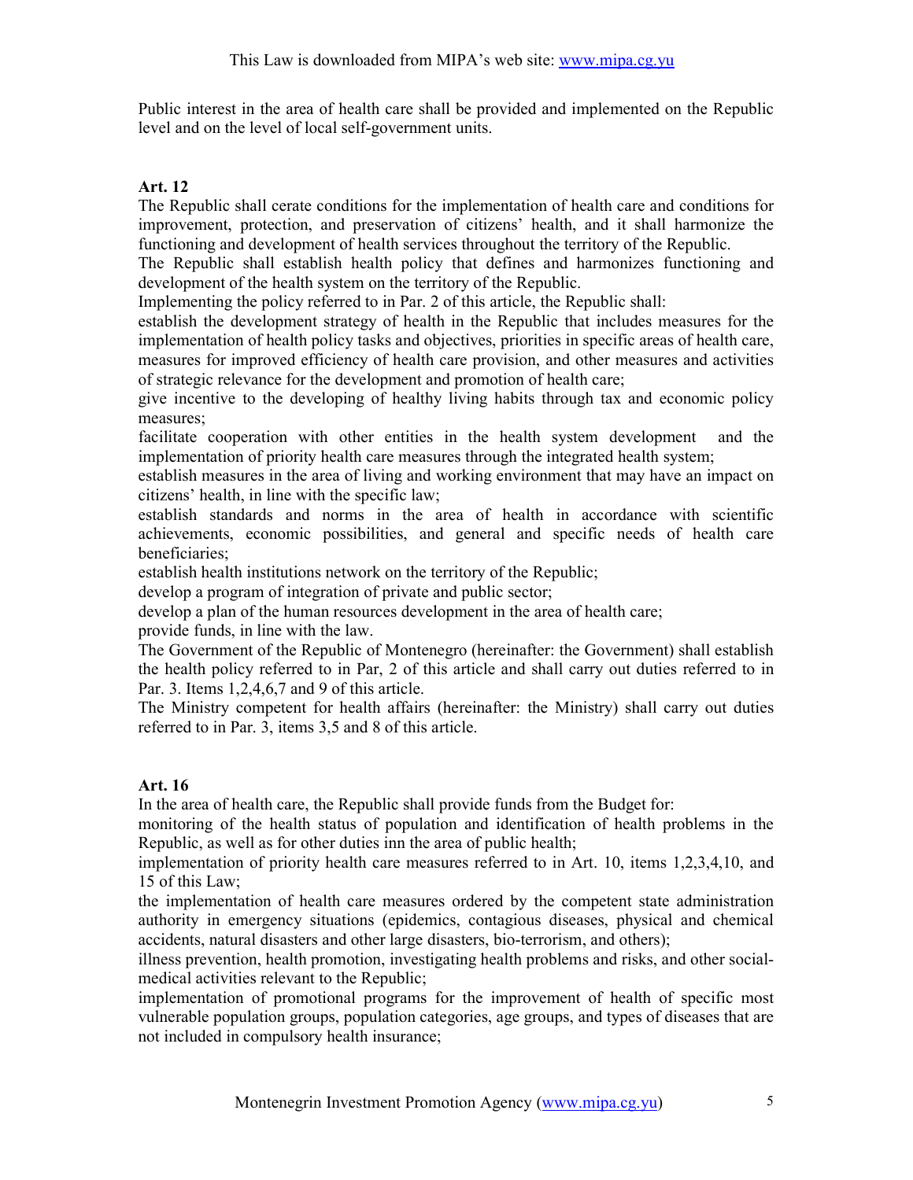Public interest in the area of health care shall be provided and implemented on the Republic level and on the level of local self-government units.

### Art. 12

The Republic shall cerate conditions for the implementation of health care and conditions for improvement, protection, and preservation of citizens' health, and it shall harmonize the functioning and development of health services throughout the territory of the Republic.

The Republic shall establish health policy that defines and harmonizes functioning and development of the health system on the territory of the Republic.

Implementing the policy referred to in Par. 2 of this article, the Republic shall:

establish the development strategy of health in the Republic that includes measures for the implementation of health policy tasks and objectives, priorities in specific areas of health care, measures for improved efficiency of health care provision, and other measures and activities of strategic relevance for the development and promotion of health care;

give incentive to the developing of healthy living habits through tax and economic policy measures;

facilitate cooperation with other entities in the health system development and the implementation of priority health care measures through the integrated health system;

establish measures in the area of living and working environment that may have an impact on citizens' health, in line with the specific law;

establish standards and norms in the area of health in accordance with scientific achievements, economic possibilities, and general and specific needs of health care beneficiaries;

establish health institutions network on the territory of the Republic;

develop a program of integration of private and public sector;

develop a plan of the human resources development in the area of health care;

provide funds, in line with the law.

The Government of the Republic of Montenegro (hereinafter: the Government) shall establish the health policy referred to in Par, 2 of this article and shall carry out duties referred to in Par. 3. Items 1,2,4,6,7 and 9 of this article.

The Ministry competent for health affairs (hereinafter: the Ministry) shall carry out duties referred to in Par. 3, items 3,5 and 8 of this article.

### Art. 16

In the area of health care, the Republic shall provide funds from the Budget for:

monitoring of the health status of population and identification of health problems in the Republic, as well as for other duties inn the area of public health;

implementation of priority health care measures referred to in Art. 10, items 1,2,3,4,10, and 15 of this Law;

the implementation of health care measures ordered by the competent state administration authority in emergency situations (epidemics, contagious diseases, physical and chemical accidents, natural disasters and other large disasters, bio-terrorism, and others);

illness prevention, health promotion, investigating health problems and risks, and other social-medical activities relevant to the Republic;

implementation of promotional programs for the improvement of health of specific most vulnerable population groups, population categories, age groups, and types of diseases that are not included in compulsory health insurance;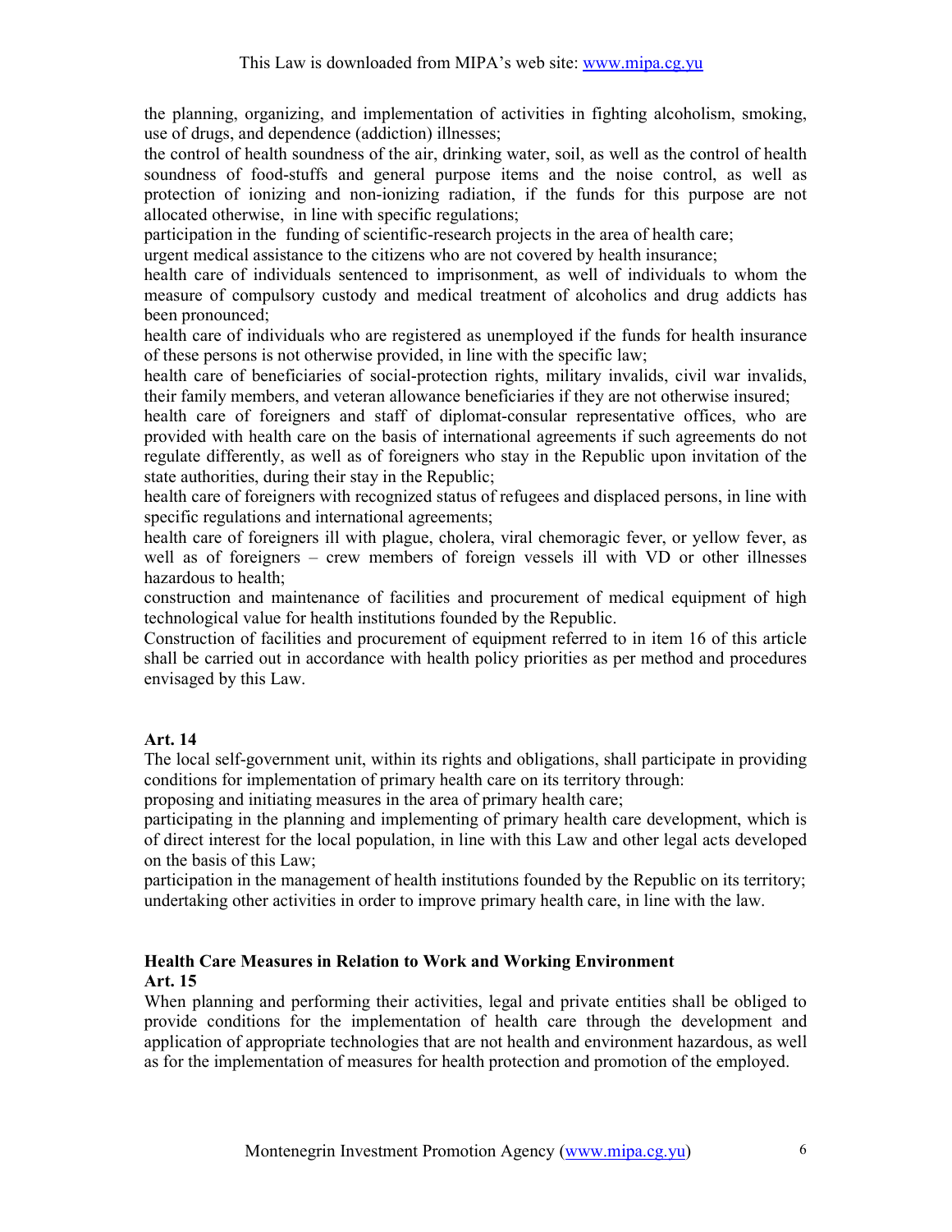the planning, organizing, and implementation of activities in fighting alcoholism, smoking, use of drugs, and dependence (addiction) illnesses;

the control of health soundness of the air, drinking water, soil, as well as the control of health soundness of food-stuffs and general purpose items and the noise control, as well as protection of ionizing and non-ionizing radiation, if the funds for this purpose are not allocated otherwise, in line with specific regulations;

participation in the funding of scientific-research projects in the area of health care;

urgent medical assistance to the citizens who are not covered by health insurance;

health care of individuals sentenced to imprisonment, as well of individuals to whom the measure of compulsory custody and medical treatment of alcoholics and drug addicts has been pronounced;

health care of individuals who are registered as unemployed if the funds for health insurance of these persons is not otherwise provided, in line with the specific law;

health care of beneficiaries of social-protection rights, military invalids, civil war invalids, their family members, and veteran allowance beneficiaries if they are not otherwise insured;

health care of foreigners and staff of diplomat-consular representative offices, who are provided with health care on the basis of international agreements if such agreements do not regulate differently, as well as of foreigners who stay in the Republic upon invitation of the state authorities, during their stay in the Republic;

health care of foreigners with recognized status of refugees and displaced persons, in line with specific regulations and international agreements;

health care of foreigners ill with plague, cholera, viral chemoragic fever, or yellow fever, as well as of foreigners – crew members of foreign vessels ill with VD or other illnesses hazardous to health;

construction and maintenance of facilities and procurement of medical equipment of high technological value for health institutions founded by the Republic.

Construction of facilities and procurement of equipment referred to in item 16 of this article shall be carried out in accordance with health policy priorities as per method and procedures envisaged by this Law.

**Art. 14**

The local self-government unit, within its rights and obligations, shall participate in providing conditions for implementation of primary health care on its territory through:

proposing and initiating measures in the area of primary health care;

participating in the planning and implementing of primary health care development, which is of direct interest for the local population, in line with this Law and other legal acts developed on the basis of this Law;

participation in the management of health institutions founded by the Republic on its territory;

undertaking other activities in order to improve primary health care, in line with the law.

**Health Care Measures in Relation to Work and Working Environment**

**Art. 15**

When planning and performing their activities, legal and private entities shall be obliged to provide conditions for the implementation of health care through the development and application of appropriate technologies that are not health and environment hazardous, as well as for the implementation of measures for health protection and promotion of the employed.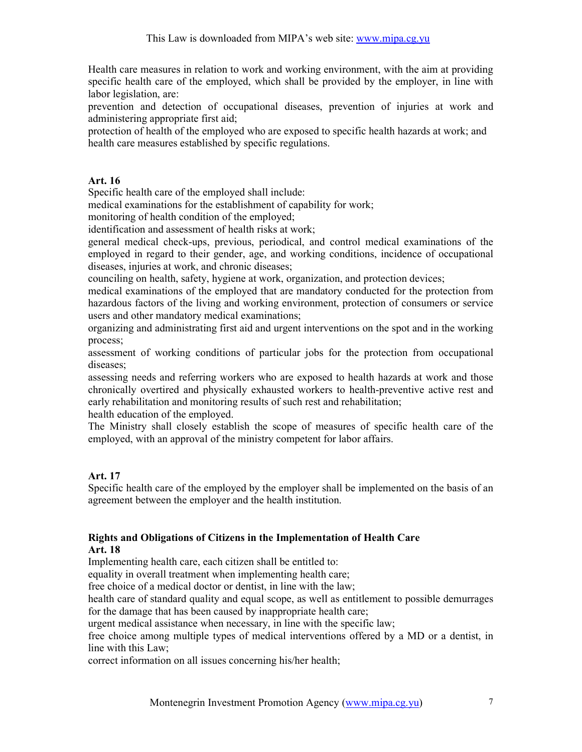Health care measures in relation to work and working environment, with the aim at providing specific health care of the employed, which shall be provided by the employer, in line with labor legislation, are:

prevention and detection of occupational diseases, prevention of injuries at work and administering appropriate first aid;

protection of health of the employed who are exposed to specific health hazards at work; and health care measures established by specific regulations.

**Art. 16**

Specific health care of the employed shall include:

medical examinations for the establishment of capability for work;

monitoring of health condition of the employed;

identification and assessment of health risks at work;

general medical check-ups, previous, periodical, and control medical examinations of the employed in regard to their gender, age, and working conditions, incidence of occupational diseases, injuries at work, and chronic diseases;

counciling on health, safety, hygiene at work, organization, and protection devices;

medical examinations of the employed that are mandatory conducted for the protection from hazardous factors of the living and working environment, protection of consumers or service users and other mandatory medical examinations;

organizing and administrating first aid and urgent interventions on the spot and in the working process;

assessment of working conditions of particular jobs for the protection from occupational diseases;

assessing needs and referring workers who are exposed to health hazards at work and those chronically overtired and physically exhausted workers to health-preventive active rest and early rehabilitation and monitoring results of such rest and rehabilitation;

health education of the employed.

The Ministry shall closely establish the scope of measures of specific health care of the employed, with an approval of the ministry competent for labor affairs.

**Art. 17**

Specific health care of the employed by the employer shall be implemented on the basis of an agreement between the employer and the health institution.

**Rights and Obligations of Citizens in the Implementation of Health Care**

**Art. 18**

Implementing health care, each citizen shall be entitled to:

equality in overall treatment when implementing health care;

free choice of a medical doctor or dentist, in line with the law;

health care of standard quality and equal scope, as well as entitlement to possible demurrages for the damage that has been caused by inappropriate health care;

urgent medical assistance when necessary, in line with the specific law;

free choice among multiple types of medical interventions offered by a MD or a dentist, in line with this Law;

correct information on all issues concerning his/her health;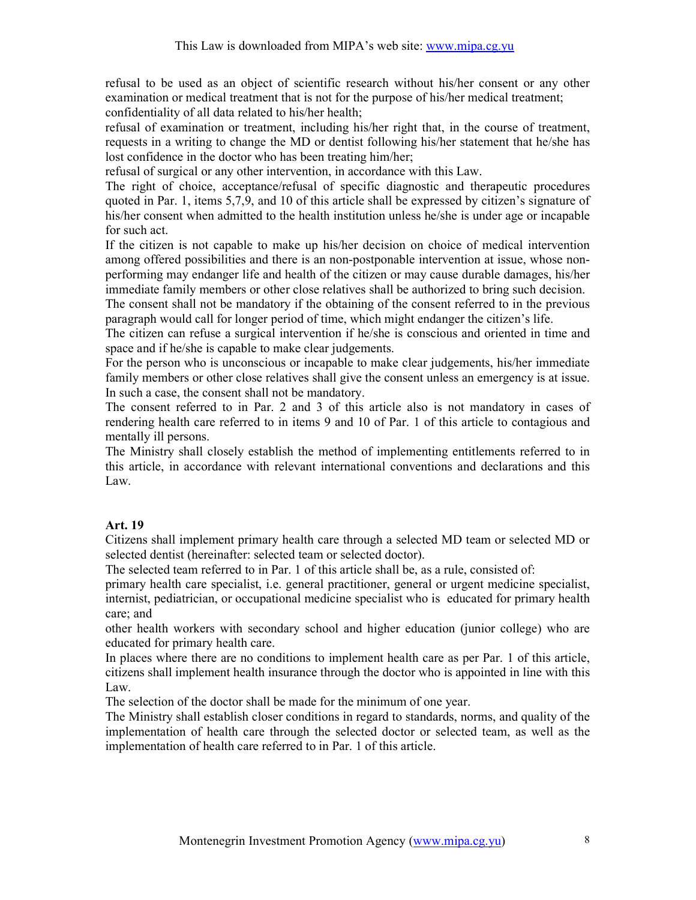refusal to be used as an object of scientific research without his/her consent or any other examination or medical treatment that is not for the purpose of his/her medical treatment;

confidentiality of all data related to his/her health;

refusal of examination or treatment, including his/her right that, in the course of treatment, requests in a writing to change the MD or dentist following his/her statement that he/she has lost confidence in the doctor who has been treating him/her;

refusal of surgical or any other intervention, in accordance with this Law.

The right of choice, acceptance/refusal of specific diagnostic and therapeutic procedures quoted in Par. 1, items 5,7,9, and 10 of this article shall be expressed by citizen's signature of his/her consent when admitted to the health institution unless he/she is under age or incapable for such act.

If the citizen is not capable to make up his/her decision on choice of medical intervention among offered possibilities and there is an non-postponable intervention at issue, whose non-performing may endanger life and health of the citizen or may cause durable damages, his/her immediate family members or other close relatives shall be authorized to bring such decision.

The consent shall not be mandatory if the obtaining of the consent referred to in the previous paragraph would call for longer period of time, which might endanger the citizen's life.

The citizen can refuse a surgical intervention if he/she is conscious and oriented in time and space and if he/she is capable to make clear judgements.

For the person who is unconscious or incapable to make clear judgements, his/her immediate family members or other close relatives shall give the consent unless an emergency is at issue. In such a case, the consent shall not be mandatory.

The consent referred to in Par. 2 and 3 of this article also is not mandatory in cases of rendering health care referred to in items 9 and 10 of Par. 1 of this article to contagious and mentally ill persons.

The Ministry shall closely establish the method of implementing entitlements referred to in this article, in accordance with relevant international conventions and declarations and this Law.

**Art. 19**

Citizens shall implement primary health care through a selected MD team or selected MD or selected dentist (hereinafter: selected team or selected doctor).

The selected team referred to in Par. 1 of this article shall be, as a rule, consisted of:

primary health care specialist, i.e. general practitioner, general or urgent medicine specialist, internist, pediatrician, or occupational medicine specialist who is educated for primary health care; and

other health workers with secondary school and higher education (junior college) who are educated for primary health care.

In places where there are no conditions to implement health care as per Par. 1 of this article, citizens shall implement health insurance through the doctor who is appointed in line with this Law.

The selection of the doctor shall be made for the minimum of one year.

The Ministry shall establish closer conditions in regard to standards, norms, and quality of the implementation of health care through the selected doctor or selected team, as well as the implementation of health care referred to in Par. 1 of this article.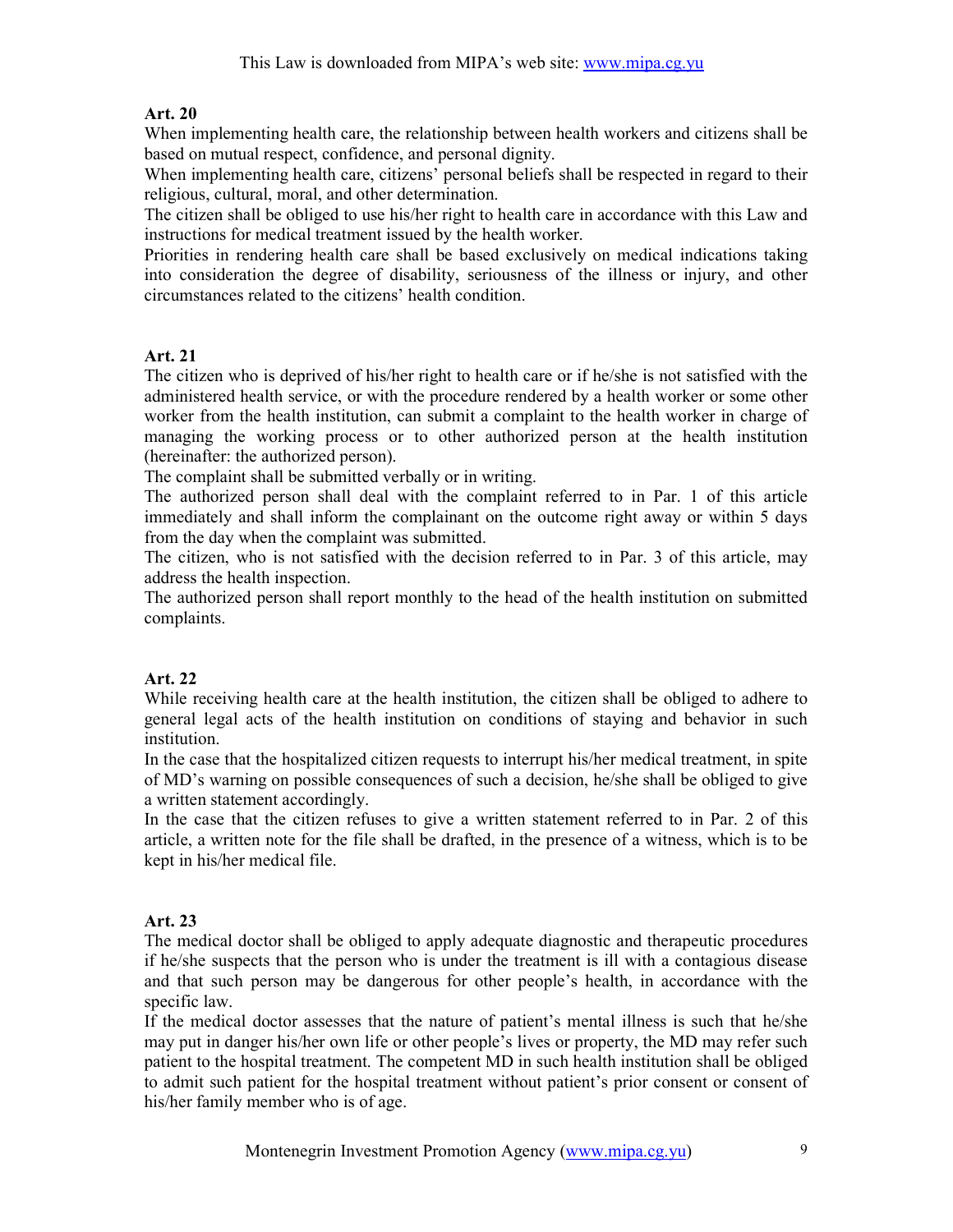**Art. 20**

When implementing health care, the relationship between health workers and citizens shall be based on mutual respect, confidence, and personal dignity.

When implementing health care, citizens' personal beliefs shall be respected in regard to their religious, cultural, moral, and other determination.

The citizen shall be obliged to use his/her right to health care in accordance with this Law and instructions for medical treatment issued by the health worker.

Priorities in rendering health care shall be based exclusively on medical indications taking into consideration the degree of disability, seriousness of the illness or injury, and other circumstances related to the citizens' health condition.

**Art. 21**

The citizen who is deprived of his/her right to health care or if he/she is not satisfied with the administered health service, or with the procedure rendered by a health worker or some other worker from the health institution, can submit a complaint to the health worker in charge of managing the working process or to other authorized person at the health institution (hereinafter: the authorized person).

The complaint shall be submitted verbally or in writing.

The authorized person shall deal with the complaint referred to in Par. 1 of this article immediately and shall inform the complainant on the outcome right away or within 5 days from the day when the complaint was submitted.

The citizen, who is not satisfied with the decision referred to in Par. 3 of this article, may address the health inspection.

The authorized person shall report monthly to the head of the health institution on submitted complaints.

**Art. 22**

While receiving health care at the health institution, the citizen shall be obliged to adhere to general legal acts of the health institution on conditions of staying and behavior in such institution.

In the case that the hospitalized citizen requests to interrupt his/her medical treatment, in spite of MD's warning on possible consequences of such a decision, he/she shall be obliged to give a written statement accordingly.

In the case that the citizen refuses to give a written statement referred to in Par. 2 of this article, a written note for the file shall be drafted, in the presence of a witness, which is to be kept in his/her medical file.

**Art. 23**

The medical doctor shall be obliged to apply adequate diagnostic and therapeutic procedures if he/she suspects that the person who is under the treatment is ill with a contagious disease and that such person may be dangerous for other people's health, in accordance with the specific law.

If the medical doctor assesses that the nature of patient's mental illness is such that he/she may put in danger his/her own life or other people's lives or property, the MD may refer such patient to the hospital treatment. The competent MD in such health institution shall be obliged to admit such patient for the hospital treatment without patient's prior consent or consent of his/her family member who is of age.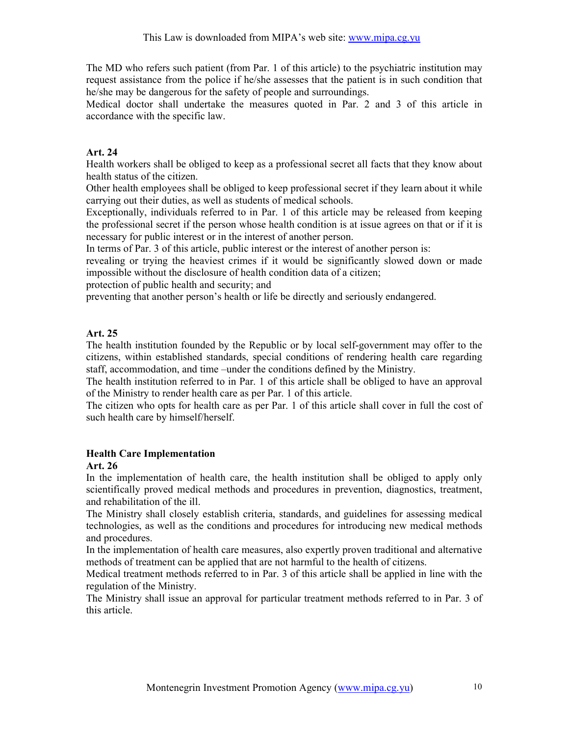The MD who refers such patient (from Par. 1 of this article) to the psychiatric institution may request assistance from the police if he/she assesses that the patient is in such condition that he/she may be dangerous for the safety of people and surroundings.
Medical doctor shall undertake the measures quoted in Par. 2 and 3 of this article in accordance with the specific law.

**Art. 24**
Health workers shall be obliged to keep as a professional secret all facts that they know about health status of the citizen.
Other health employees shall be obliged to keep professional secret if they learn about it while carrying out their duties, as well as students of medical schools.
Exceptionally, individuals referred to in Par. 1 of this article may be released from keeping the professional secret if the person whose health condition is at issue agrees on that or if it is necessary for public interest or in the interest of another person.
In terms of Par. 3 of this article, public interest or the interest of another person is:
revealing or trying the heaviest crimes if it would be significantly slowed down or made impossible without the disclosure of health condition data of a citizen;
protection of public health and security; and
preventing that another person's health or life be directly and seriously endangered.

**Art. 25**
The health institution founded by the Republic or by local self-government may offer to the citizens, within established standards, special conditions of rendering health care regarding staff, accommodation, and time –under the conditions defined by the Ministry.
The health institution referred to in Par. 1 of this article shall be obliged to have an approval of the Ministry to render health care as per Par. 1 of this article.
The citizen who opts for health care as per Par. 1 of this article shall cover in full the cost of such health care by himself/herself.

### Health Care Implementation

**Art. 26**
In the implementation of health care, the health institution shall be obliged to apply only scientifically proved medical methods and procedures in prevention, diagnostics, treatment, and rehabilitation of the ill.
The Ministry shall closely establish criteria, standards, and guidelines for assessing medical technologies, as well as the conditions and procedures for introducing new medical methods and procedures.
In the implementation of health care measures, also expertly proven traditional and alternative methods of treatment can be applied that are not harmful to the health of citizens.
Medical treatment methods referred to in Par. 3 of this article shall be applied in line with the regulation of the Ministry.
The Ministry shall issue an approval for particular treatment methods referred to in Par. 3 of this article.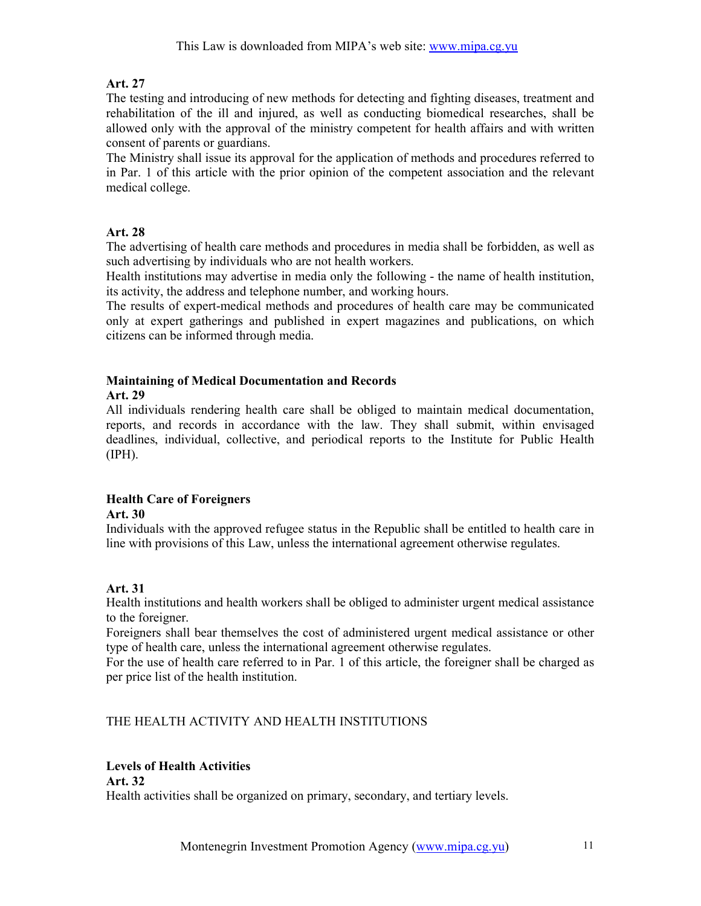**Art. 27**

The testing and introducing of new methods for detecting and fighting diseases, treatment and rehabilitation of the ill and injured, as well as conducting biomedical researches, shall be allowed only with the approval of the ministry competent for health affairs and with written consent of parents or guardians.

The Ministry shall issue its approval for the application of methods and procedures referred to in Par. 1 of this article with the prior opinion of the competent association and the relevant medical college.

**Art. 28**

The advertising of health care methods and procedures in media shall be forbidden, as well as such advertising by individuals who are not health workers.

Health institutions may advertise in media only the following - the name of health institution, its activity, the address and telephone number, and working hours.

The results of expert-medical methods and procedures of health care may be communicated only at expert gatherings and published in expert magazines and publications, on which citizens can be informed through media.

**Maintaining of Medical Documentation and Records**

**Art. 29**

All individuals rendering health care shall be obliged to maintain medical documentation, reports, and records in accordance with the law. They shall submit, within envisaged deadlines, individual, collective, and periodical reports to the Institute for Public Health (IPH).

**Health Care of Foreigners**

**Art. 30**

Individuals with the approved refugee status in the Republic shall be entitled to health care in line with provisions of this Law, unless the international agreement otherwise regulates.

**Art. 31**

Health institutions and health workers shall be obliged to administer urgent medical assistance to the foreigner.

Foreigners shall bear themselves the cost of administered urgent medical assistance or other type of health care, unless the international agreement otherwise regulates.

For the use of health care referred to in Par. 1 of this article, the foreigner shall be charged as per price list of the health institution.

## THE HEALTH ACTIVITY AND HEALTH INSTITUTIONS

**Levels of Health Activities**

**Art. 32**

Health activities shall be organized on primary, secondary, and tertiary levels.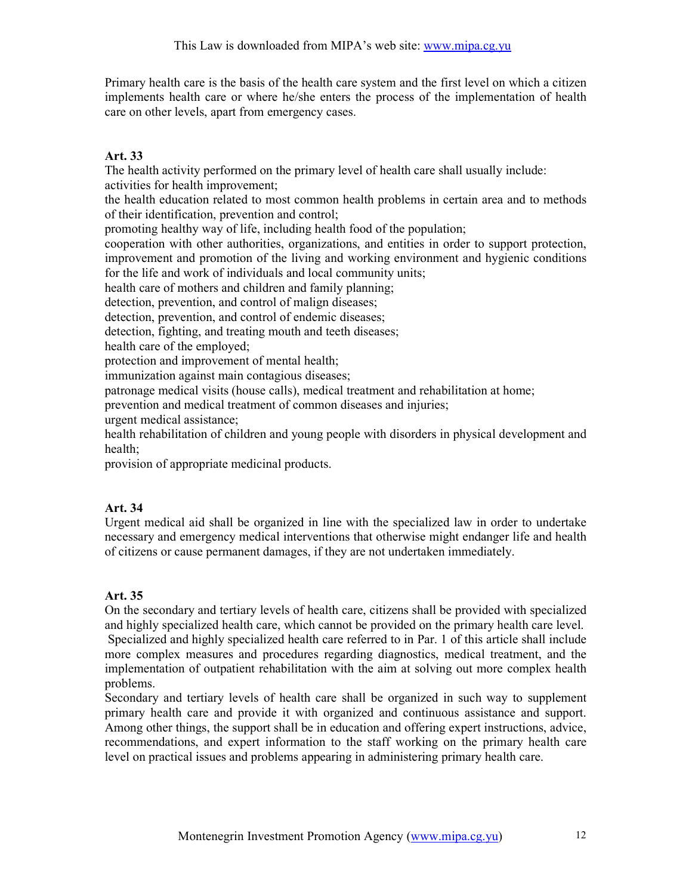Primary health care is the basis of the health care system and the first level on which a citizen implements health care or where he/she enters the process of the implementation of health care on other levels, apart from emergency cases.

### Art. 33

The health activity performed on the primary level of health care shall usually include:

activities for health improvement;

the health education related to most common health problems in certain area and to methods of their identification, prevention and control;

promoting healthy way of life, including health food of the population;

cooperation with other authorities, organizations, and entities in order to support protection, improvement and promotion of the living and working environment and hygienic conditions for the life and work of individuals and local community units;

health care of mothers and children and family planning;

detection, prevention, and control of malign diseases;

detection, prevention, and control of endemic diseases;

detection, fighting, and treating mouth and teeth diseases;

health care of the employed;

protection and improvement of mental health;

immunization against main contagious diseases;

patronage medical visits (house calls), medical treatment and rehabilitation at home;

prevention and medical treatment of common diseases and injuries;

urgent medical assistance;

health rehabilitation of children and young people with disorders in physical development and health;

provision of appropriate medicinal products.

### Art. 34

Urgent medical aid shall be organized in line with the specialized law in order to undertake necessary and emergency medical interventions that otherwise might endanger life and health of citizens or cause permanent damages, if they are not undertaken immediately.

### Art. 35

On the secondary and tertiary levels of health care, citizens shall be provided with specialized and highly specialized health care, which cannot be provided on the primary health care level.

Specialized and highly specialized health care referred to in Par. 1 of this article shall include more complex measures and procedures regarding diagnostics, medical treatment, and the implementation of outpatient rehabilitation with the aim at solving out more complex health problems.

Secondary and tertiary levels of health care shall be organized in such way to supplement primary health care and provide it with organized and continuous assistance and support. Among other things, the support shall be in education and offering expert instructions, advice, recommendations, and expert information to the staff working on the primary health care level on practical issues and problems appearing in administering primary health care.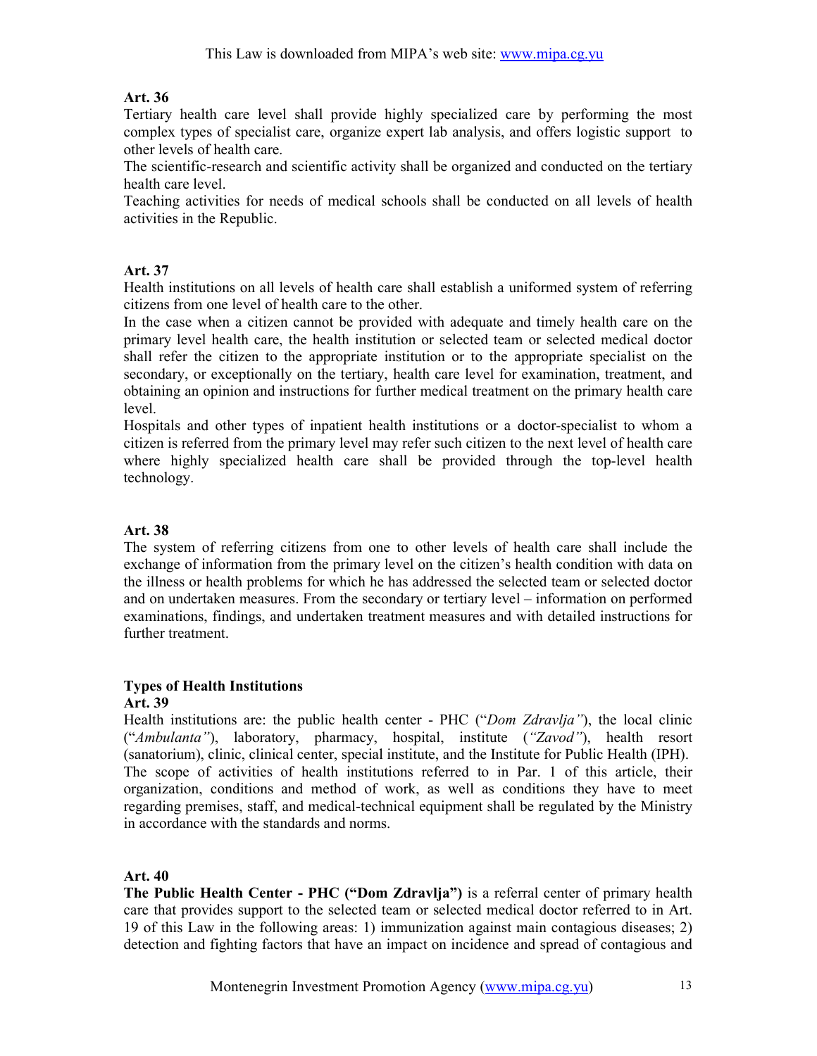**Art. 36**

Tertiary health care level shall provide highly specialized care by performing the most complex types of specialist care, organize expert lab analysis, and offers logistic support to other levels of health care.

The scientific-research and scientific activity shall be organized and conducted on the tertiary health care level.

Teaching activities for needs of medical schools shall be conducted on all levels of health activities in the Republic.

**Art. 37**

Health institutions on all levels of health care shall establish a uniformed system of referring citizens from one level of health care to the other.

In the case when a citizen cannot be provided with adequate and timely health care on the primary level health care, the health institution or selected team or selected medical doctor shall refer the citizen to the appropriate institution or to the appropriate specialist on the secondary, or exceptionally on the tertiary, health care level for examination, treatment, and obtaining an opinion and instructions for further medical treatment on the primary health care level.

Hospitals and other types of inpatient health institutions or a doctor-specialist to whom a citizen is referred from the primary level may refer such citizen to the next level of health care where highly specialized health care shall be provided through the top-level health technology.

**Art. 38**

The system of referring citizens from one to other levels of health care shall include the exchange of information from the primary level on the citizen's health condition with data on the illness or health problems for which he has addressed the selected team or selected doctor and on undertaken measures. From the secondary or tertiary level – information on performed examinations, findings, and undertaken treatment measures and with detailed instructions for further treatment.

**Types of Health Institutions**

**Art. 39**

Health institutions are: the public health center - PHC ("*Dom Zdravlja"*), the local clinic ("*Ambulanta"*), laboratory, pharmacy, hospital, institute (*"Zavod"*), health resort (sanatorium), clinic, clinical center, special institute, and the Institute for Public Health (IPH).

The scope of activities of health institutions referred to in Par. 1 of this article, their organization, conditions and method of work, as well as conditions they have to meet regarding premises, staff, and medical-technical equipment shall be regulated by the Ministry in accordance with the standards and norms.

**Art. 40**

**The Public Health Center - PHC ("Dom Zdravlja")** is a referral center of primary health care that provides support to the selected team or selected medical doctor referred to in Art. 19 of this Law in the following areas: 1) immunization against main contagious diseases; 2) detection and fighting factors that have an impact on incidence and spread of contagious and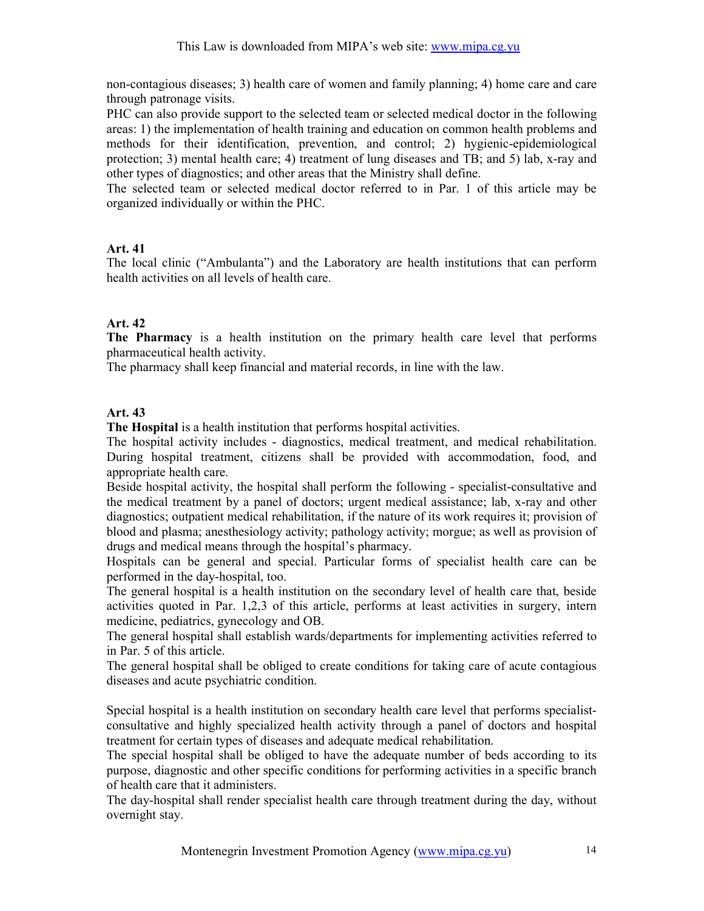non-contagious diseases; 3) health care of women and family planning; 4) home care and care through patronage visits.

PHC can also provide support to the selected team or selected medical doctor in the following areas: 1) the implementation of health training and education on common health problems and methods for their identification, prevention, and control; 2) hygienic-epidemiological protection; 3) mental health care; 4) treatment of lung diseases and TB; and 5) lab, x-ray and other types of diagnostics; and other areas that the Ministry shall define.

The selected team or selected medical doctor referred to in Par. 1 of this article may be organized individually or within the PHC.

### Art. 41

The local clinic ("Ambulanta") and the Laboratory are health institutions that can perform health activities on all levels of health care.

### Art. 42

**The Pharmacy** is a health institution on the primary health care level that performs pharmaceutical health activity.

The pharmacy shall keep financial and material records, in line with the law.

### Art. 43

**The Hospital** is a health institution that performs hospital activities.

The hospital activity includes - diagnostics, medical treatment, and medical rehabilitation. During hospital treatment, citizens shall be provided with accommodation, food, and appropriate health care.

Beside hospital activity, the hospital shall perform the following - specialist-consultative and the medical treatment by a panel of doctors; urgent medical assistance; lab, x-ray and other diagnostics; outpatient medical rehabilitation, if the nature of its work requires it; provision of blood and plasma; anesthesiology activity; pathology activity; morgue; as well as provision of drugs and medical means through the hospital's pharmacy.

Hospitals can be general and special. Particular forms of specialist health care can be performed in the day-hospital, too.

The general hospital is a health institution on the secondary level of health care that, beside activities quoted in Par. 1,2,3 of this article, performs at least activities in surgery, intern medicine, pediatrics, gynecology and OB.

The general hospital shall establish wards/departments for implementing activities referred to in Par. 5 of this article.

The general hospital shall be obliged to create conditions for taking care of acute contagious diseases and acute psychiatric condition.

Special hospital is a health institution on secondary health care level that performs specialist-consultative and highly specialized health activity through a panel of doctors and hospital treatment for certain types of diseases and adequate medical rehabilitation.

The special hospital shall be obliged to have the adequate number of beds according to its purpose, diagnostic and other specific conditions for performing activities in a specific branch of health care that it administers.

The day-hospital shall render specialist health care through treatment during the day, without overnight stay.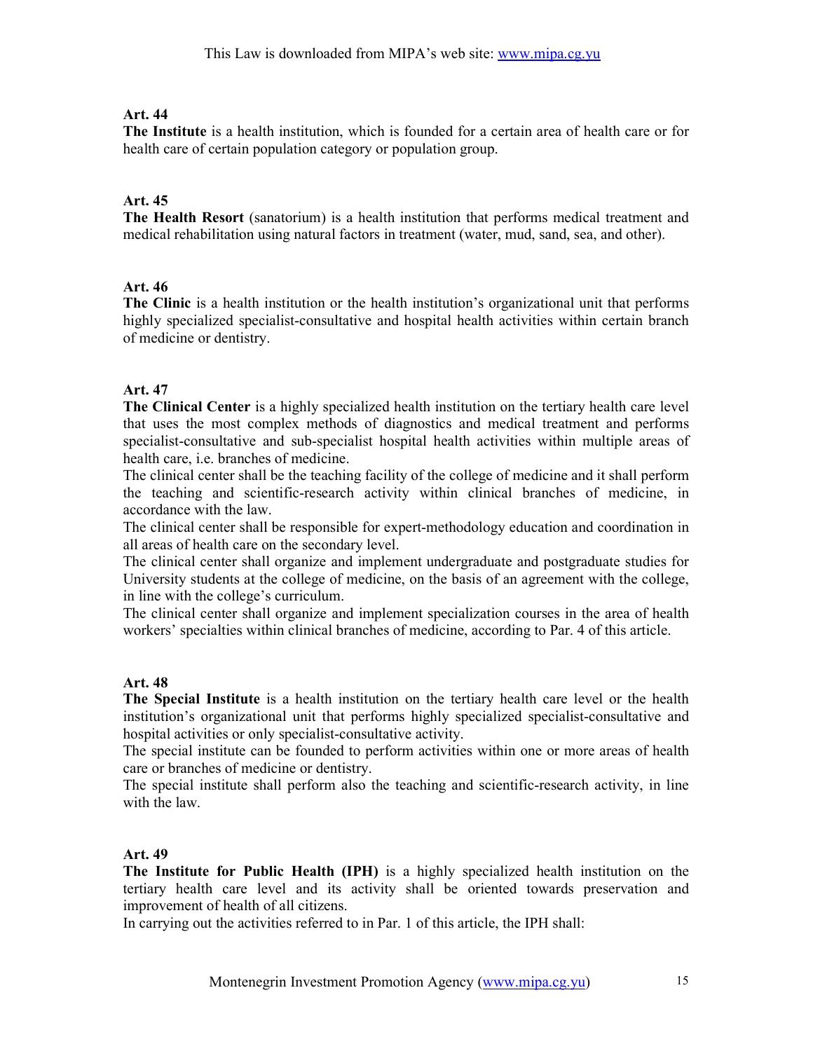**Art. 44**

**The Institute** is a health institution, which is founded for a certain area of health care or for health care of certain population category or population group.

**Art. 45**

**The Health Resort** (sanatorium) is a health institution that performs medical treatment and medical rehabilitation using natural factors in treatment (water, mud, sand, sea, and other).

**Art. 46**

**The Clinic** is a health institution or the health institution's organizational unit that performs highly specialized specialist-consultative and hospital health activities within certain branch of medicine or dentistry.

**Art. 47**

**The Clinical Center** is a highly specialized health institution on the tertiary health care level that uses the most complex methods of diagnostics and medical treatment and performs specialist-consultative and sub-specialist hospital health activities within multiple areas of health care, i.e. branches of medicine.

The clinical center shall be the teaching facility of the college of medicine and it shall perform the teaching and scientific-research activity within clinical branches of medicine, in accordance with the law.

The clinical center shall be responsible for expert-methodology education and coordination in all areas of health care on the secondary level.

The clinical center shall organize and implement undergraduate and postgraduate studies for University students at the college of medicine, on the basis of an agreement with the college, in line with the college's curriculum.

The clinical center shall organize and implement specialization courses in the area of health workers' specialties within clinical branches of medicine, according to Par. 4 of this article.

**Art. 48**

**The Special Institute** is a health institution on the tertiary health care level or the health institution's organizational unit that performs highly specialized specialist-consultative and hospital activities or only specialist-consultative activity.

The special institute can be founded to perform activities within one or more areas of health care or branches of medicine or dentistry.

The special institute shall perform also the teaching and scientific-research activity, in line with the law.

**Art. 49**

**The Institute for Public Health (IPH)** is a highly specialized health institution on the tertiary health care level and its activity shall be oriented towards preservation and improvement of health of all citizens.

In carrying out the activities referred to in Par. 1 of this article, the IPH shall: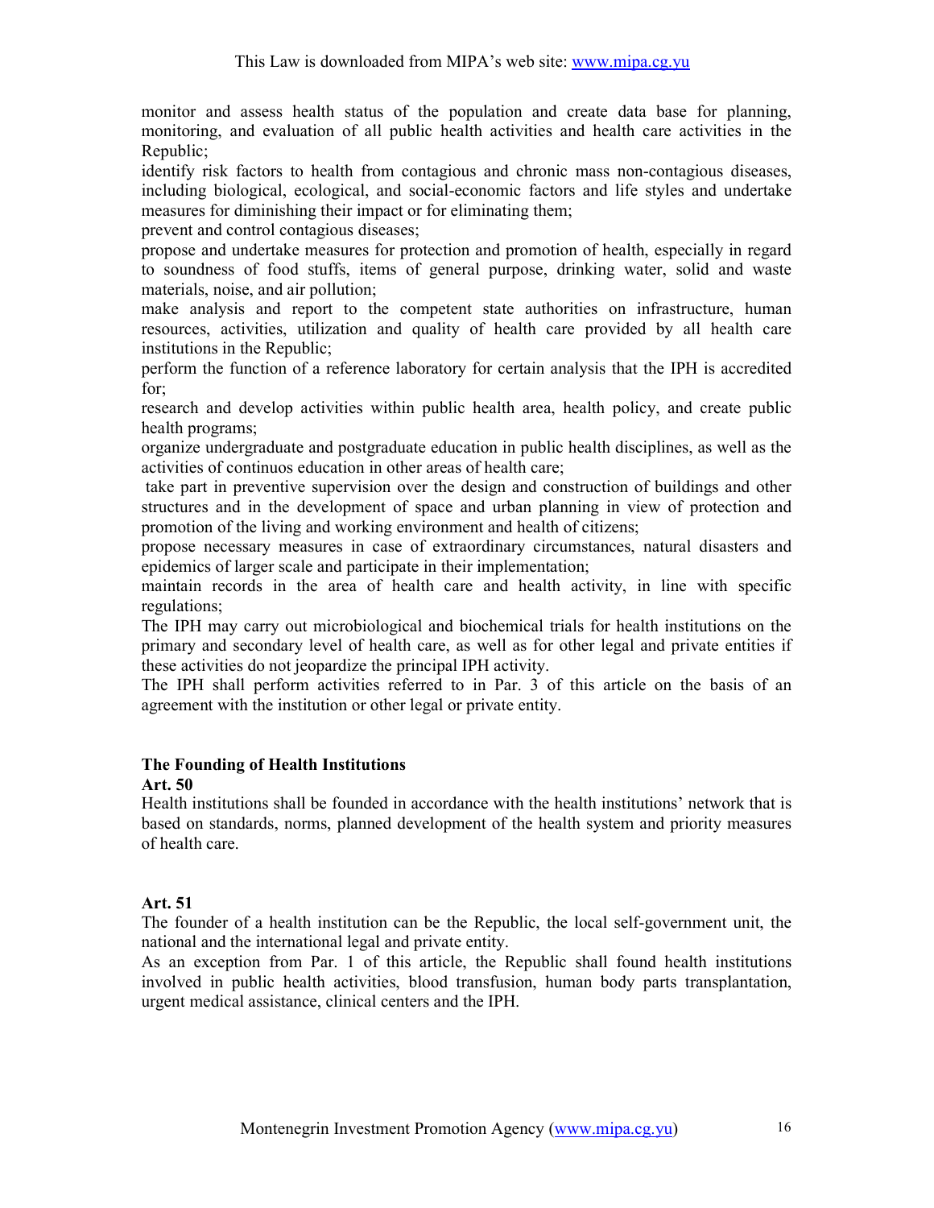monitor and assess health status of the population and create data base for planning, monitoring, and evaluation of all public health activities and health care activities in the Republic;

identify risk factors to health from contagious and chronic mass non-contagious diseases, including biological, ecological, and social-economic factors and life styles and undertake measures for diminishing their impact or for eliminating them;

prevent and control contagious diseases;

propose and undertake measures for protection and promotion of health, especially in regard to soundness of food stuffs, items of general purpose, drinking water, solid and waste materials, noise, and air pollution;

make analysis and report to the competent state authorities on infrastructure, human resources, activities, utilization and quality of health care provided by all health care institutions in the Republic;

perform the function of a reference laboratory for certain analysis that the IPH is accredited for;

research and develop activities within public health area, health policy, and create public health programs;

organize undergraduate and postgraduate education in public health disciplines, as well as the activities of continuos education in other areas of health care;

take part in preventive supervision over the design and construction of buildings and other structures and in the development of space and urban planning in view of protection and promotion of the living and working environment and health of citizens;

propose necessary measures in case of extraordinary circumstances, natural disasters and epidemics of larger scale and participate in their implementation;

maintain records in the area of health care and health activity, in line with specific regulations;

The IPH may carry out microbiological and biochemical trials for health institutions on the primary and secondary level of health care, as well as for other legal and private entities if these activities do not jeopardize the principal IPH activity.

The IPH shall perform activities referred to in Par. 3 of this article on the basis of an agreement with the institution or other legal or private entity.

## The Founding of Health Institutions

**Art. 50**

Health institutions shall be founded in accordance with the health institutions' network that is based on standards, norms, planned development of the health system and priority measures of health care.

**Art. 51**

The founder of a health institution can be the Republic, the local self-government unit, the national and the international legal and private entity.

As an exception from Par. 1 of this article, the Republic shall found health institutions involved in public health activities, blood transfusion, human body parts transplantation, urgent medical assistance, clinical centers and the IPH.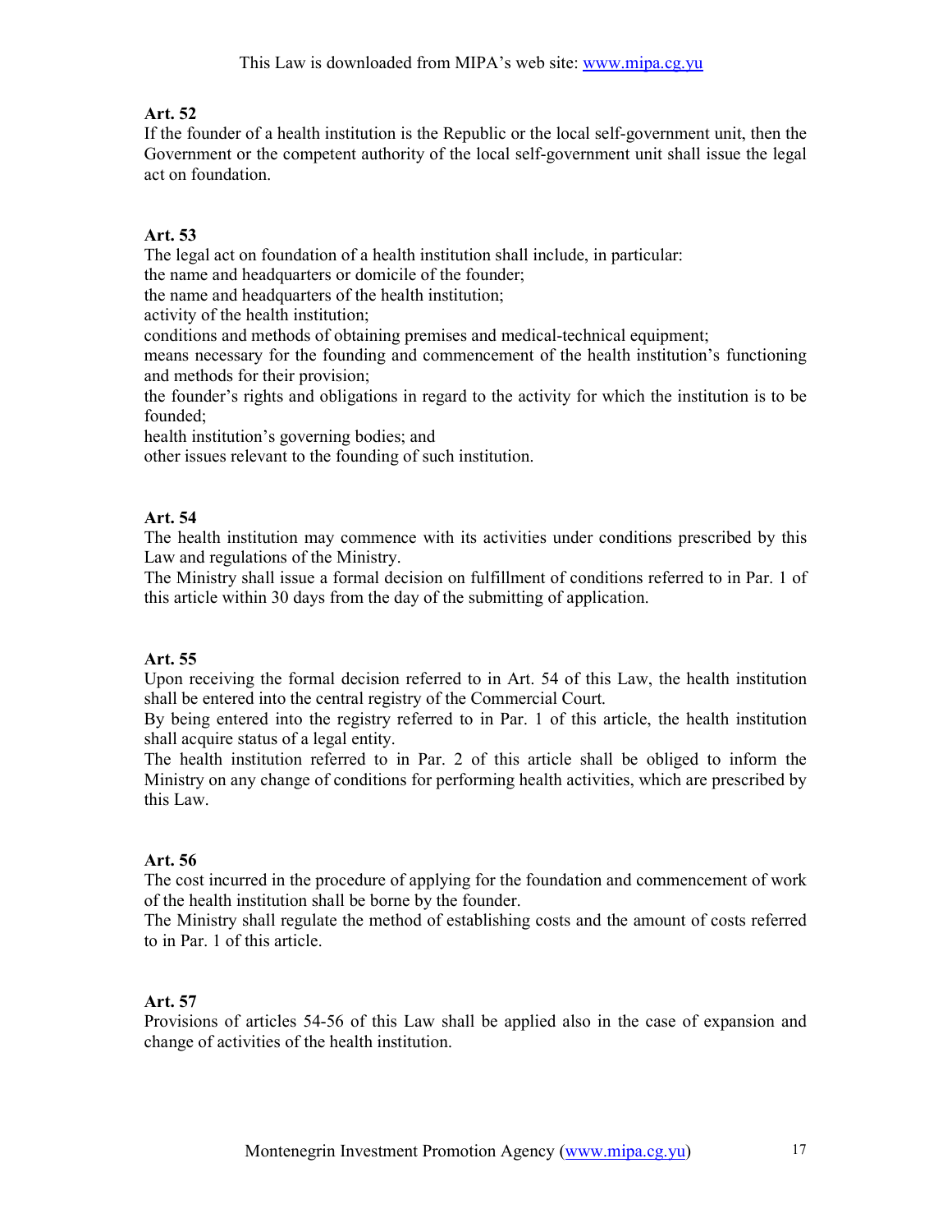**Art. 52**

If the founder of a health institution is the Republic or the local self-government unit, then the Government or the competent authority of the local self-government unit shall issue the legal act on foundation.

**Art. 53**

The legal act on foundation of a health institution shall include, in particular:
the name and headquarters or domicile of the founder;
the name and headquarters of the health institution;
activity of the health institution;
conditions and methods of obtaining premises and medical-technical equipment;
means necessary for the founding and commencement of the health institution's functioning and methods for their provision;
the founder's rights and obligations in regard to the activity for which the institution is to be founded;
health institution's governing bodies; and
other issues relevant to the founding of such institution.

**Art. 54**

The health institution may commence with its activities under conditions prescribed by this Law and regulations of the Ministry.
The Ministry shall issue a formal decision on fulfillment of conditions referred to in Par. 1 of this article within 30 days from the day of the submitting of application.

**Art. 55**

Upon receiving the formal decision referred to in Art. 54 of this Law, the health institution shall be entered into the central registry of the Commercial Court.
By being entered into the registry referred to in Par. 1 of this article, the health institution shall acquire status of a legal entity.
The health institution referred to in Par. 2 of this article shall be obliged to inform the Ministry on any change of conditions for performing health activities, which are prescribed by this Law.

**Art. 56**

The cost incurred in the procedure of applying for the foundation and commencement of work of the health institution shall be borne by the founder.
The Ministry shall regulate the method of establishing costs and the amount of costs referred to in Par. 1 of this article.

**Art. 57**

Provisions of articles 54-56 of this Law shall be applied also in the case of expansion and change of activities of the health institution.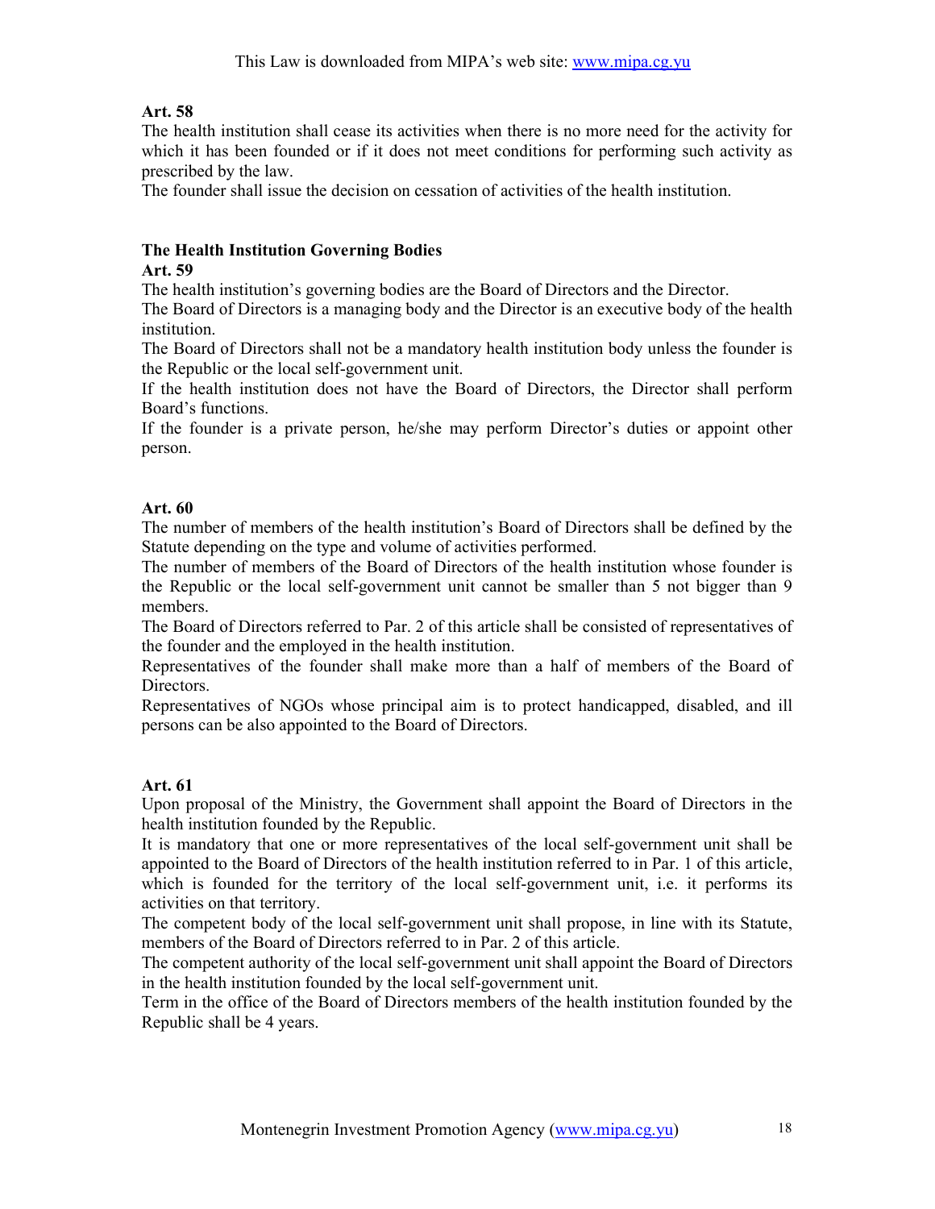**Art. 58**

The health institution shall cease its activities when there is no more need for the activity for which it has been founded or if it does not meet conditions for performing such activity as prescribed by the law.

The founder shall issue the decision on cessation of activities of the health institution.

## The Health Institution Governing Bodies

**Art. 59**

The health institution's governing bodies are the Board of Directors and the Director.

The Board of Directors is a managing body and the Director is an executive body of the health institution.

The Board of Directors shall not be a mandatory health institution body unless the founder is the Republic or the local self-government unit.

If the health institution does not have the Board of Directors, the Director shall perform Board's functions.

If the founder is a private person, he/she may perform Director's duties or appoint other person.

**Art. 60**

The number of members of the health institution's Board of Directors shall be defined by the Statute depending on the type and volume of activities performed.

The number of members of the Board of Directors of the health institution whose founder is the Republic or the local self-government unit cannot be smaller than 5 not bigger than 9 members.

The Board of Directors referred to Par. 2 of this article shall be consisted of representatives of the founder and the employed in the health institution.

Representatives of the founder shall make more than a half of members of the Board of Directors.

Representatives of NGOs whose principal aim is to protect handicapped, disabled, and ill persons can be also appointed to the Board of Directors.

**Art. 61**

Upon proposal of the Ministry, the Government shall appoint the Board of Directors in the health institution founded by the Republic.

It is mandatory that one or more representatives of the local self-government unit shall be appointed to the Board of Directors of the health institution referred to in Par. 1 of this article, which is founded for the territory of the local self-government unit, i.e. it performs its activities on that territory.

The competent body of the local self-government unit shall propose, in line with its Statute, members of the Board of Directors referred to in Par. 2 of this article.

The competent authority of the local self-government unit shall appoint the Board of Directors in the health institution founded by the local self-government unit.

Term in the office of the Board of Directors members of the health institution founded by the Republic shall be 4 years.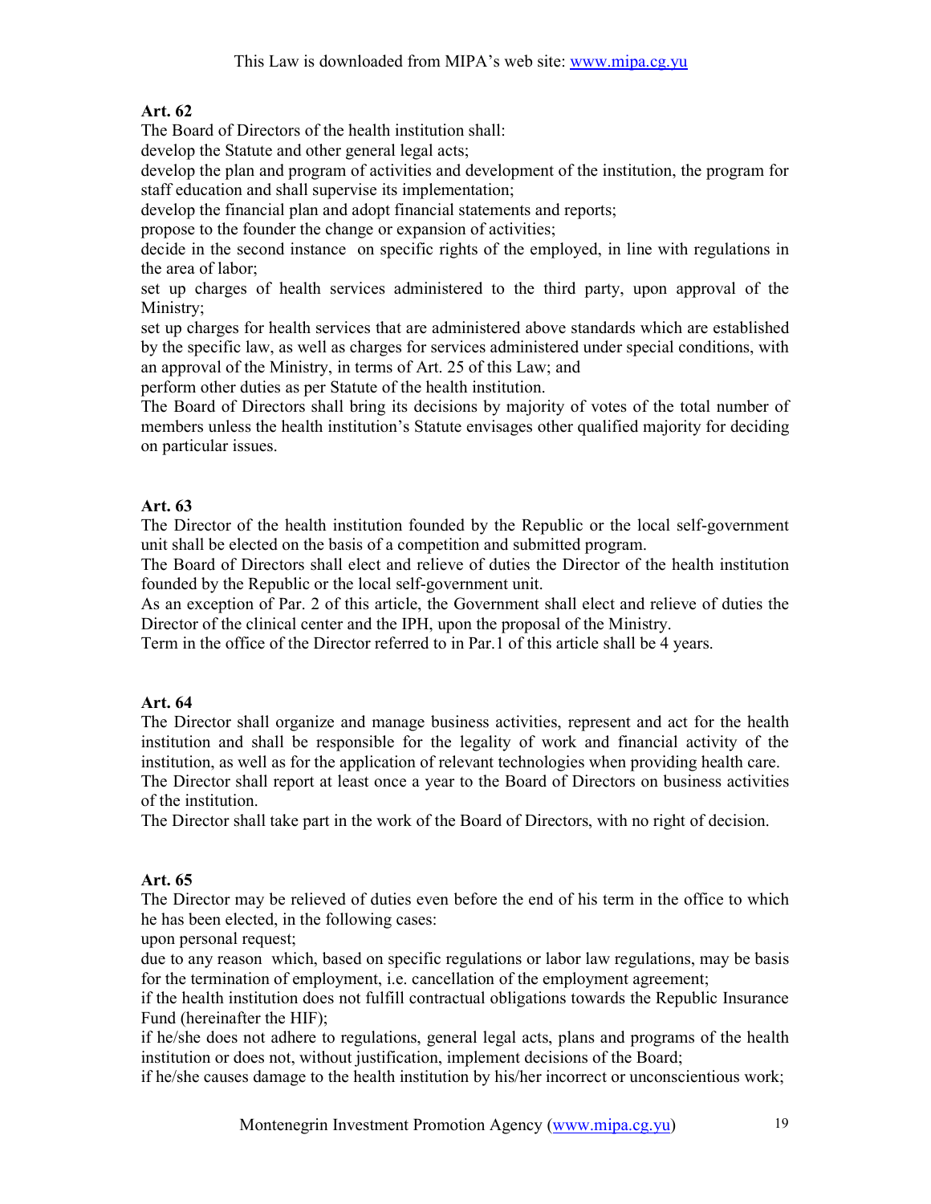**Art. 62**

The Board of Directors of the health institution shall:

develop the Statute and other general legal acts;

develop the plan and program of activities and development of the institution, the program for staff education and shall supervise its implementation;

develop the financial plan and adopt financial statements and reports;

propose to the founder the change or expansion of activities;

decide in the second instance on specific rights of the employed, in line with regulations in the area of labor;

set up charges of health services administered to the third party, upon approval of the Ministry;

set up charges for health services that are administered above standards which are established by the specific law, as well as charges for services administered under special conditions, with an approval of the Ministry, in terms of Art. 25 of this Law; and

perform other duties as per Statute of the health institution.

The Board of Directors shall bring its decisions by majority of votes of the total number of members unless the health institution's Statute envisages other qualified majority for deciding on particular issues.

**Art. 63**

The Director of the health institution founded by the Republic or the local self-government unit shall be elected on the basis of a competition and submitted program.

The Board of Directors shall elect and relieve of duties the Director of the health institution founded by the Republic or the local self-government unit.

As an exception of Par. 2 of this article, the Government shall elect and relieve of duties the Director of the clinical center and the IPH, upon the proposal of the Ministry.

Term in the office of the Director referred to in Par.1 of this article shall be 4 years.

**Art. 64**

The Director shall organize and manage business activities, represent and act for the health institution and shall be responsible for the legality of work and financial activity of the institution, as well as for the application of relevant technologies when providing health care.

The Director shall report at least once a year to the Board of Directors on business activities of the institution.

The Director shall take part in the work of the Board of Directors, with no right of decision.

**Art. 65**

The Director may be relieved of duties even before the end of his term in the office to which he has been elected, in the following cases:

upon personal request;

due to any reason which, based on specific regulations or labor law regulations, may be basis for the termination of employment, i.e. cancellation of the employment agreement;

if the health institution does not fulfill contractual obligations towards the Republic Insurance Fund (hereinafter the HIF);

if he/she does not adhere to regulations, general legal acts, plans and programs of the health institution or does not, without justification, implement decisions of the Board;

if he/she causes damage to the health institution by his/her incorrect or unconscientious work;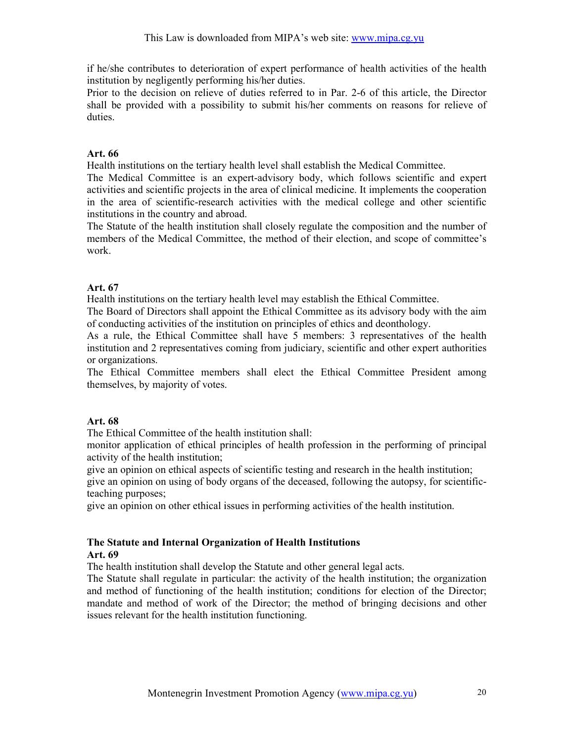if he/she contributes to deterioration of expert performance of health activities of the health institution by negligently performing his/her duties.

Prior to the decision on relieve of duties referred to in Par. 2-6 of this article, the Director shall be provided with a possibility to submit his/her comments on reasons for relieve of duties.

**Art. 66**

Health institutions on the tertiary health level shall establish the Medical Committee.

The Medical Committee is an expert-advisory body, which follows scientific and expert activities and scientific projects in the area of clinical medicine. It implements the cooperation in the area of scientific-research activities with the medical college and other scientific institutions in the country and abroad.

The Statute of the health institution shall closely regulate the composition and the number of members of the Medical Committee, the method of their election, and scope of committee's work.

**Art. 67**

Health institutions on the tertiary health level may establish the Ethical Committee.

The Board of Directors shall appoint the Ethical Committee as its advisory body with the aim of conducting activities of the institution on principles of ethics and deonthology.

As a rule, the Ethical Committee shall have 5 members: 3 representatives of the health institution and 2 representatives coming from judiciary, scientific and other expert authorities or organizations.

The Ethical Committee members shall elect the Ethical Committee President among themselves, by majority of votes.

**Art. 68**

The Ethical Committee of the health institution shall:

monitor application of ethical principles of health profession in the performing of principal activity of the health institution;

give an opinion on ethical aspects of scientific testing and research in the health institution;

give an opinion on using of body organs of the deceased, following the autopsy, for scientific-teaching purposes;

give an opinion on other ethical issues in performing activities of the health institution.

**The Statute and Internal Organization of Health Institutions**

**Art. 69**

The health institution shall develop the Statute and other general legal acts.

The Statute shall regulate in particular: the activity of the health institution; the organization and method of functioning of the health institution; conditions for election of the Director; mandate and method of work of the Director; the method of bringing decisions and other issues relevant for the health institution functioning.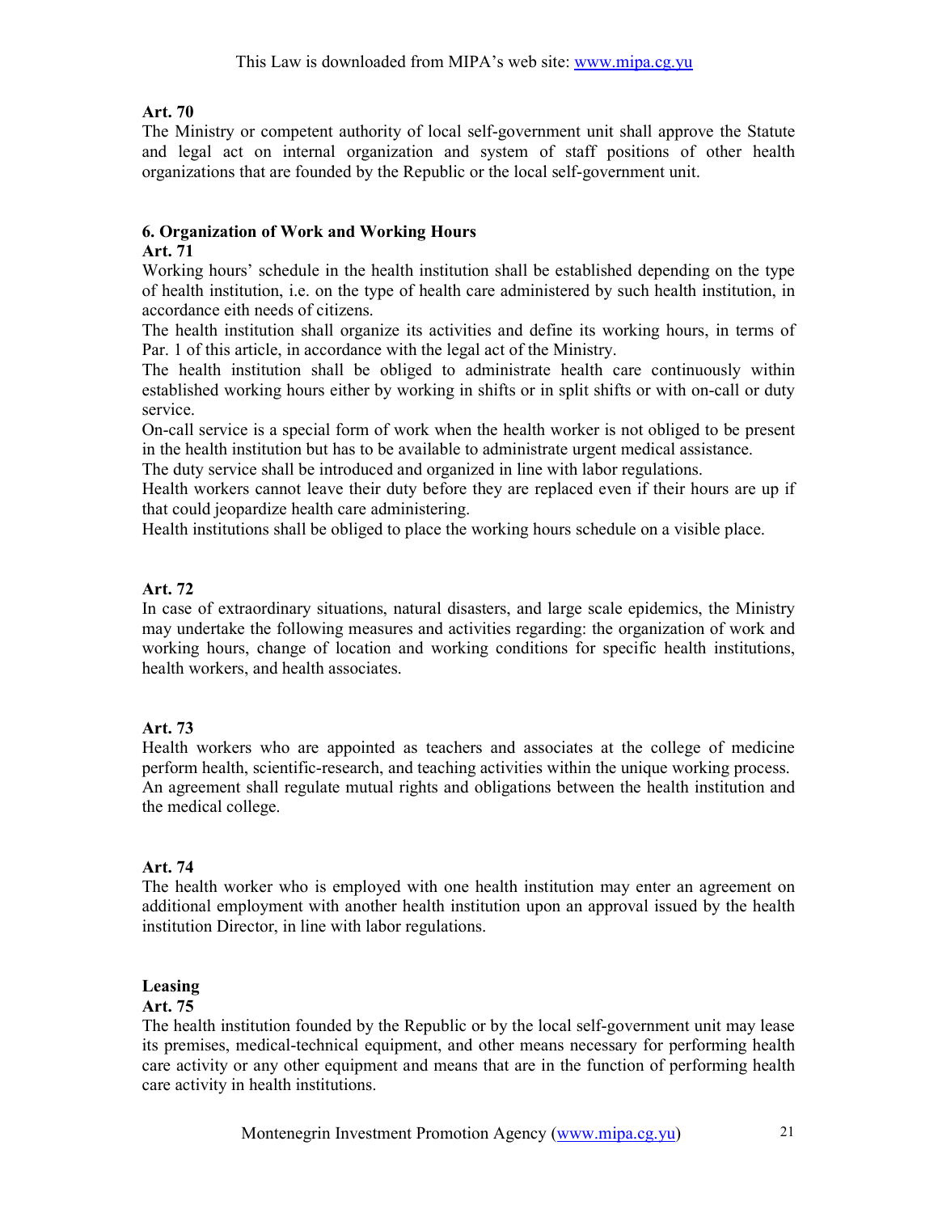**Art. 70**

The Ministry or competent authority of local self-government unit shall approve the Statute and legal act on internal organization and system of staff positions of other health organizations that are founded by the Republic or the local self-government unit.

**6. Organization of Work and Working Hours**

**Art. 71**

Working hours' schedule in the health institution shall be established depending on the type of health institution, i.e. on the type of health care administered by such health institution, in accordance eith needs of citizens.

The health institution shall organize its activities and define its working hours, in terms of Par. 1 of this article, in accordance with the legal act of the Ministry.

The health institution shall be obliged to administrate health care continuously within established working hours either by working in shifts or in split shifts or with on-call or duty service.

On-call service is a special form of work when the health worker is not obliged to be present in the health institution but has to be available to administrate urgent medical assistance.

The duty service shall be introduced and organized in line with labor regulations.

Health workers cannot leave their duty before they are replaced even if their hours are up if that could jeopardize health care administering.

Health institutions shall be obliged to place the working hours schedule on a visible place.

**Art. 72**

In case of extraordinary situations, natural disasters, and large scale epidemics, the Ministry may undertake the following measures and activities regarding: the organization of work and working hours, change of location and working conditions for specific health institutions, health workers, and health associates.

**Art. 73**

Health workers who are appointed as teachers and associates at the college of medicine perform health, scientific-research, and teaching activities within the unique working process.

An agreement shall regulate mutual rights and obligations between the health institution and the medical college.

**Art. 74**

The health worker who is employed with one health institution may enter an agreement on additional employment with another health institution upon an approval issued by the health institution Director, in line with labor regulations.

**Leasing**

**Art. 75**

The health institution founded by the Republic or by the local self-government unit may lease its premises, medical-technical equipment, and other means necessary for performing health care activity or any other equipment and means that are in the function of performing health care activity in health institutions.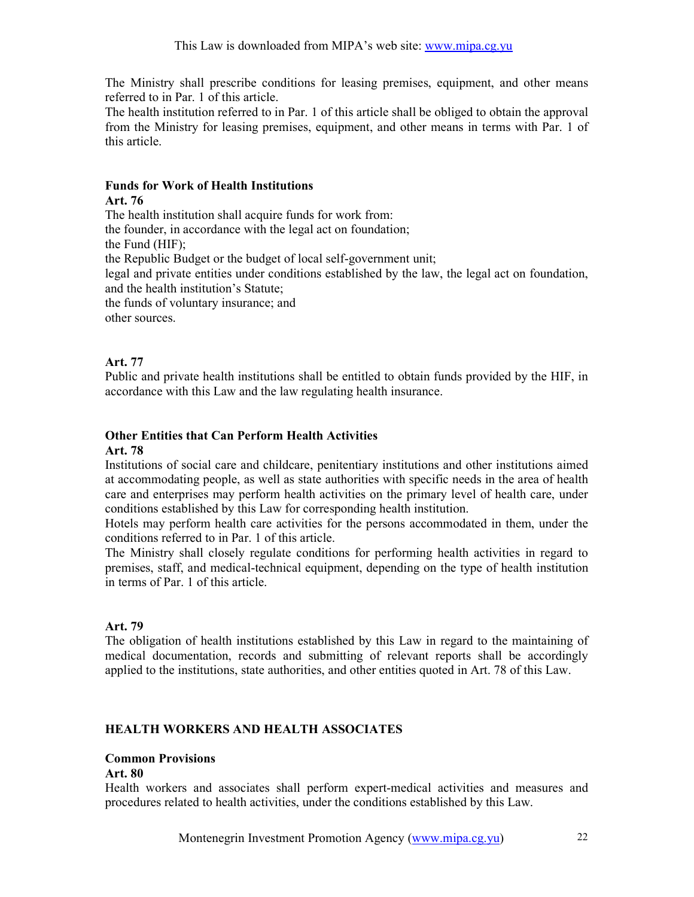The Ministry shall prescribe conditions for leasing premises, equipment, and other means referred to in Par. 1 of this article.
The health institution referred to in Par. 1 of this article shall be obliged to obtain the approval from the Ministry for leasing premises, equipment, and other means in terms with Par. 1 of this article.

**Funds for Work of Health Institutions**
**Art. 76**
The health institution shall acquire funds for work from:
the founder, in accordance with the legal act on foundation;
the Fund (HIF);
the Republic Budget or the budget of local self-government unit;
legal and private entities under conditions established by the law, the legal act on foundation, and the health institution's Statute;
the funds of voluntary insurance; and
other sources.

**Art. 77**
Public and private health institutions shall be entitled to obtain funds provided by the HIF, in accordance with this Law and the law regulating health insurance.

**Other Entities that Can Perform Health Activities**
**Art. 78**
Institutions of social care and childcare, penitentiary institutions and other institutions aimed at accommodating people, as well as state authorities with specific needs in the area of health care and enterprises may perform health activities on the primary level of health care, under conditions established by this Law for corresponding health institution.
Hotels may perform health care activities for the persons accommodated in them, under the conditions referred to in Par. 1 of this article.
The Ministry shall closely regulate conditions for performing health activities in regard to premises, staff, and medical-technical equipment, depending on the type of health institution in terms of Par. 1 of this article.

**Art. 79**
The obligation of health institutions established by this Law in regard to the maintaining of medical documentation, records and submitting of relevant reports shall be accordingly applied to the institutions, state authorities, and other entities quoted in Art. 78 of this Law.

## HEALTH WORKERS AND HEALTH ASSOCIATES

**Common Provisions**
**Art. 80**
Health workers and associates shall perform expert-medical activities and measures and procedures related to health activities, under the conditions established by this Law.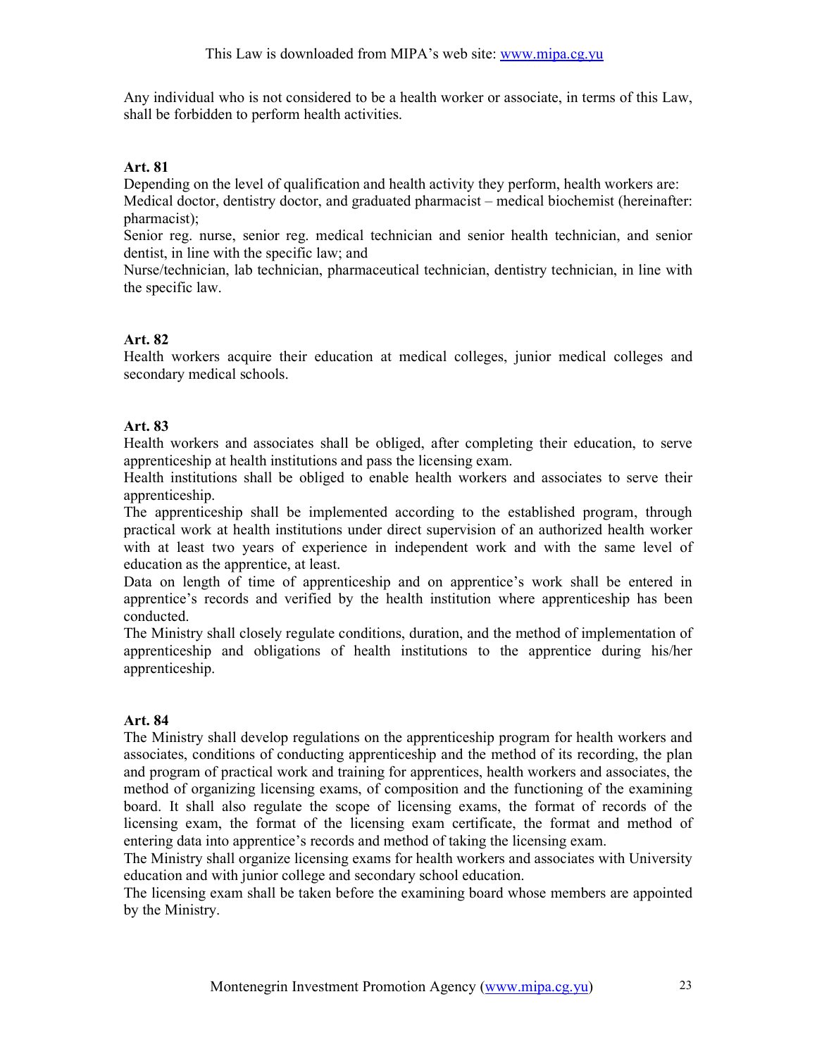Any individual who is not considered to be a health worker or associate, in terms of this Law, shall be forbidden to perform health activities.

**Art. 81**

Depending on the level of qualification and health activity they perform, health workers are:

Medical doctor, dentistry doctor, and graduated pharmacist – medical biochemist (hereinafter: pharmacist);

Senior reg. nurse, senior reg. medical technician and senior health technician, and senior dentist, in line with the specific law; and

Nurse/technician, lab technician, pharmaceutical technician, dentistry technician, in line with the specific law.

**Art. 82**

Health workers acquire their education at medical colleges, junior medical colleges and secondary medical schools.

**Art. 83**

Health workers and associates shall be obliged, after completing their education, to serve apprenticeship at health institutions and pass the licensing exam.

Health institutions shall be obliged to enable health workers and associates to serve their apprenticeship.

The apprenticeship shall be implemented according to the established program, through practical work at health institutions under direct supervision of an authorized health worker with at least two years of experience in independent work and with the same level of education as the apprentice, at least.

Data on length of time of apprenticeship and on apprentice's work shall be entered in apprentice's records and verified by the health institution where apprenticeship has been conducted.

The Ministry shall closely regulate conditions, duration, and the method of implementation of apprenticeship and obligations of health institutions to the apprentice during his/her apprenticeship.

**Art. 84**

The Ministry shall develop regulations on the apprenticeship program for health workers and associates, conditions of conducting apprenticeship and the method of its recording, the plan and program of practical work and training for apprentices, health workers and associates, the method of organizing licensing exams, of composition and the functioning of the examining board. It shall also regulate the scope of licensing exams, the format of records of the licensing exam, the format of the licensing exam certificate, the format and method of entering data into apprentice's records and method of taking the licensing exam.

The Ministry shall organize licensing exams for health workers and associates with University education and with junior college and secondary school education.

The licensing exam shall be taken before the examining board whose members are appointed by the Ministry.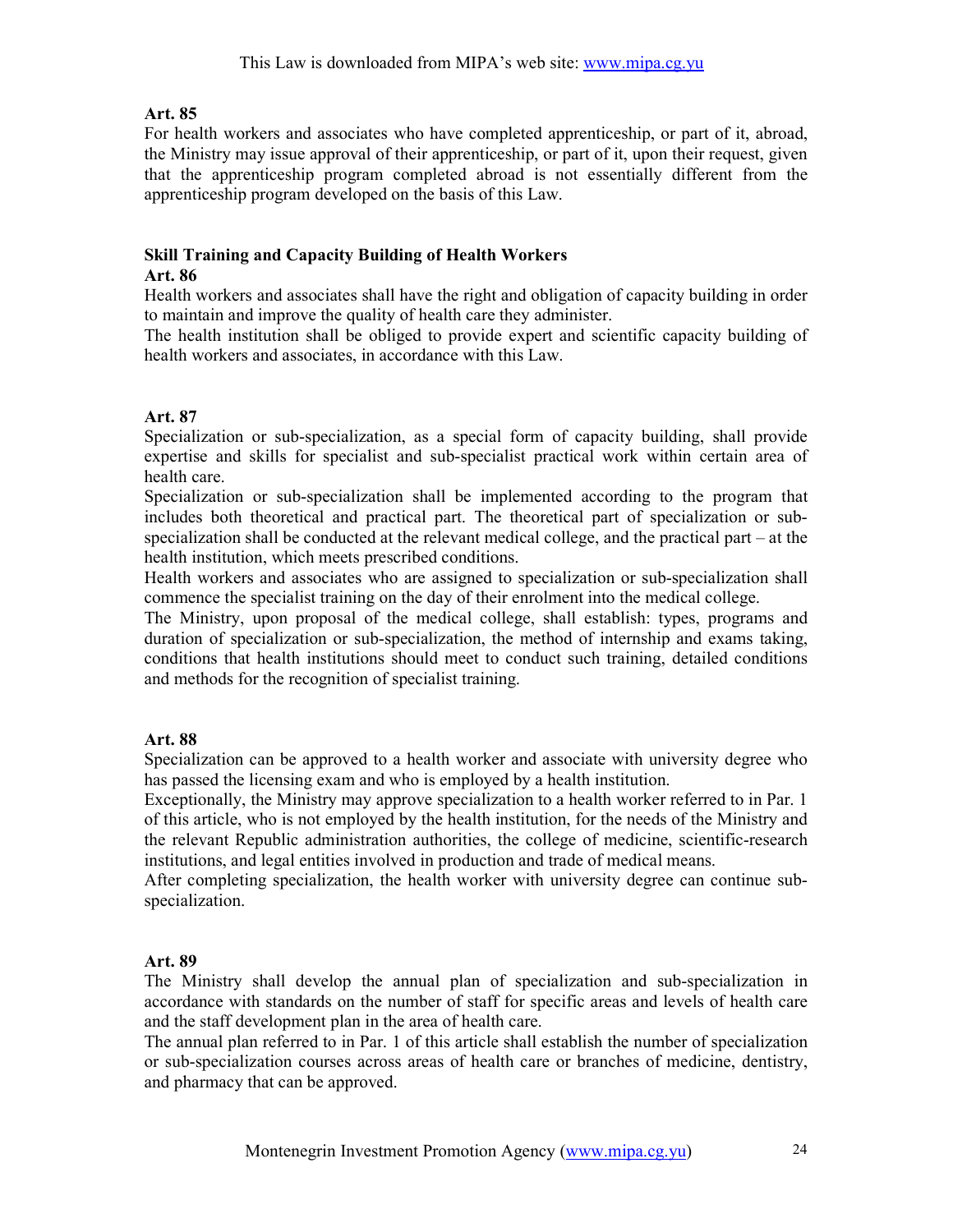**Art. 85**

For health workers and associates who have completed apprenticeship, or part of it, abroad, the Ministry may issue approval of their apprenticeship, or part of it, upon their request, given that the apprenticeship program completed abroad is not essentially different from the apprenticeship program developed on the basis of this Law.

## Skill Training and Capacity Building of Health Workers

**Art. 86**

Health workers and associates shall have the right and obligation of capacity building in order to maintain and improve the quality of health care they administer.

The health institution shall be obliged to provide expert and scientific capacity building of health workers and associates, in accordance with this Law.

**Art. 87**

Specialization or sub-specialization, as a special form of capacity building, shall provide expertise and skills for specialist and sub-specialist practical work within certain area of health care.

Specialization or sub-specialization shall be implemented according to the program that includes both theoretical and practical part. The theoretical part of specialization or sub-specialization shall be conducted at the relevant medical college, and the practical part – at the health institution, which meets prescribed conditions.

Health workers and associates who are assigned to specialization or sub-specialization shall commence the specialist training on the day of their enrolment into the medical college.

The Ministry, upon proposal of the medical college, shall establish: types, programs and duration of specialization or sub-specialization, the method of internship and exams taking, conditions that health institutions should meet to conduct such training, detailed conditions and methods for the recognition of specialist training.

**Art. 88**

Specialization can be approved to a health worker and associate with university degree who has passed the licensing exam and who is employed by a health institution.

Exceptionally, the Ministry may approve specialization to a health worker referred to in Par. 1 of this article, who is not employed by the health institution, for the needs of the Ministry and the relevant Republic administration authorities, the college of medicine, scientific-research institutions, and legal entities involved in production and trade of medical means.

After completing specialization, the health worker with university degree can continue sub-specialization.

**Art. 89**

The Ministry shall develop the annual plan of specialization and sub-specialization in accordance with standards on the number of staff for specific areas and levels of health care and the staff development plan in the area of health care.

The annual plan referred to in Par. 1 of this article shall establish the number of specialization or sub-specialization courses across areas of health care or branches of medicine, dentistry, and pharmacy that can be approved.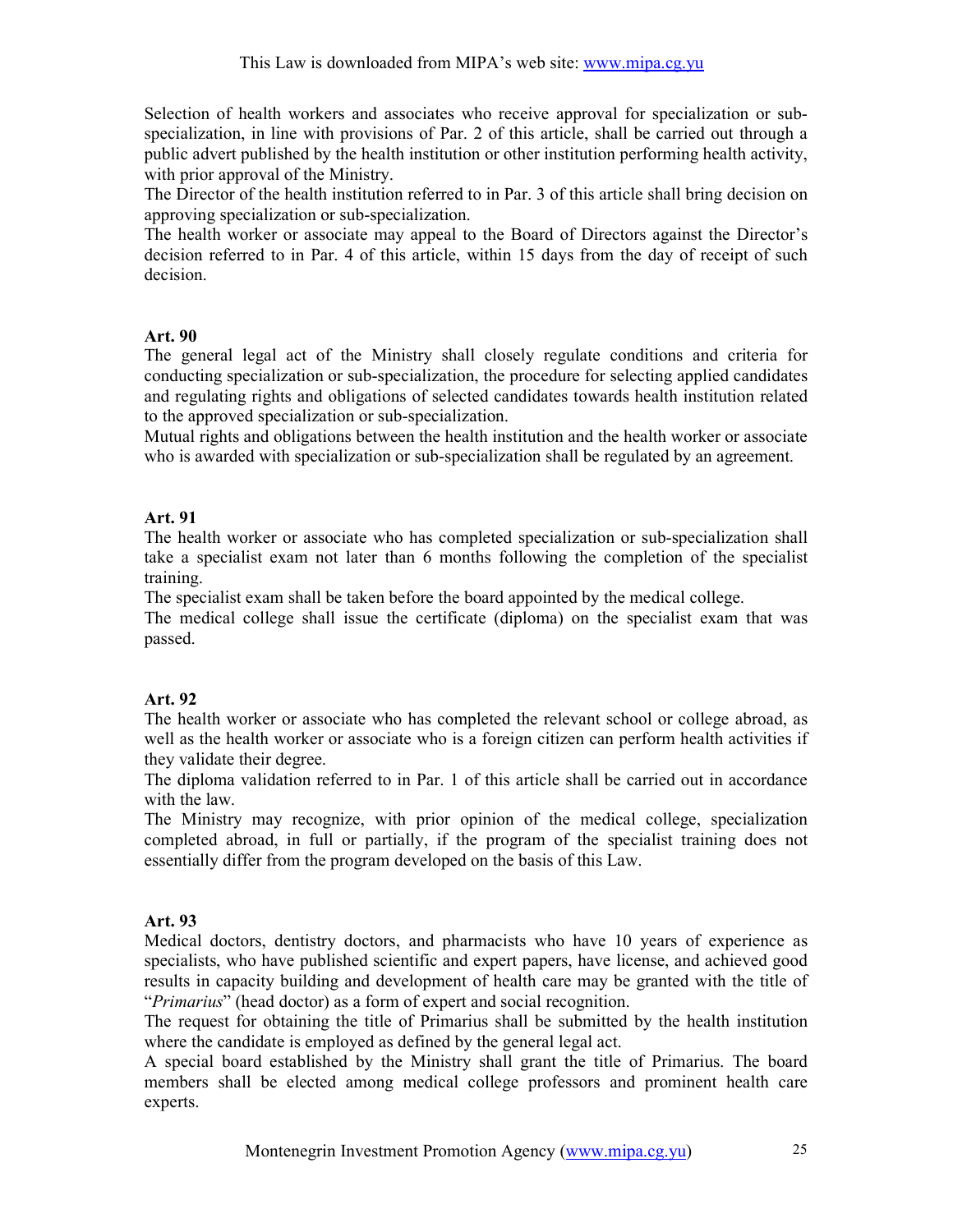Selection of health workers and associates who receive approval for specialization or sub-specialization, in line with provisions of Par. 2 of this article, shall be carried out through a public advert published by the health institution or other institution performing health activity, with prior approval of the Ministry.
The Director of the health institution referred to in Par. 3 of this article shall bring decision on approving specialization or sub-specialization.
The health worker or associate may appeal to the Board of Directors against the Director's decision referred to in Par. 4 of this article, within 15 days from the day of receipt of such decision.

**Art. 90**
The general legal act of the Ministry shall closely regulate conditions and criteria for conducting specialization or sub-specialization, the procedure for selecting applied candidates and regulating rights and obligations of selected candidates towards health institution related to the approved specialization or sub-specialization.
Mutual rights and obligations between the health institution and the health worker or associate who is awarded with specialization or sub-specialization shall be regulated by an agreement.

**Art. 91**
The health worker or associate who has completed specialization or sub-specialization shall take a specialist exam not later than 6 months following the completion of the specialist training.
The specialist exam shall be taken before the board appointed by the medical college.
The medical college shall issue the certificate (diploma) on the specialist exam that was passed.

**Art. 92**
The health worker or associate who has completed the relevant school or college abroad, as well as the health worker or associate who is a foreign citizen can perform health activities if they validate their degree.
The diploma validation referred to in Par. 1 of this article shall be carried out in accordance with the law.
The Ministry may recognize, with prior opinion of the medical college, specialization completed abroad, in full or partially, if the program of the specialist training does not essentially differ from the program developed on the basis of this Law.

**Art. 93**
Medical doctors, dentistry doctors, and pharmacists who have 10 years of experience as specialists, who have published scientific and expert papers, have license, and achieved good results in capacity building and development of health care may be granted with the title of "*Primarius*" (head doctor) as a form of expert and social recognition.
The request for obtaining the title of Primarius shall be submitted by the health institution where the candidate is employed as defined by the general legal act.
A special board established by the Ministry shall grant the title of Primarius. The board members shall be elected among medical college professors and prominent health care experts.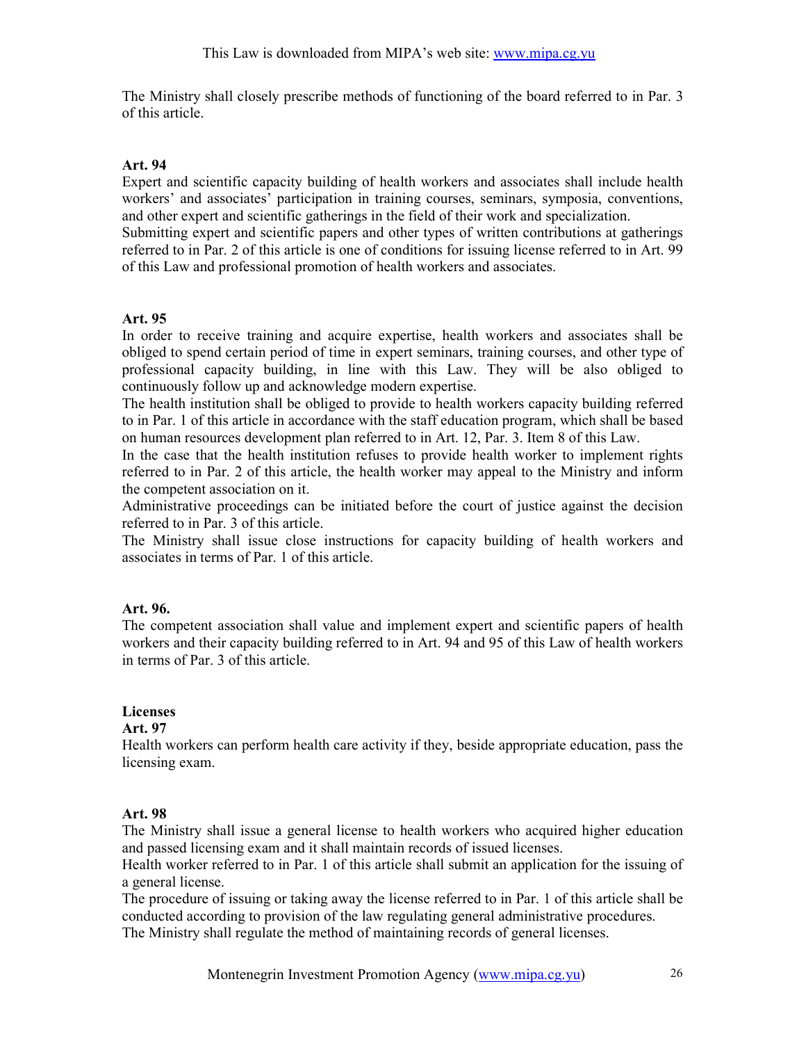The Ministry shall closely prescribe methods of functioning of the board referred to in Par. 3 of this article.

**Art. 94**

Expert and scientific capacity building of health workers and associates shall include health workers' and associates' participation in training courses, seminars, symposia, conventions, and other expert and scientific gatherings in the field of their work and specialization.

Submitting expert and scientific papers and other types of written contributions at gatherings referred to in Par. 2 of this article is one of conditions for issuing license referred to in Art. 99 of this Law and professional promotion of health workers and associates.

**Art. 95**

In order to receive training and acquire expertise, health workers and associates shall be obliged to spend certain period of time in expert seminars, training courses, and other type of professional capacity building, in line with this Law. They will be also obliged to continuously follow up and acknowledge modern expertise.

The health institution shall be obliged to provide to health workers capacity building referred to in Par. 1 of this article in accordance with the staff education program, which shall be based on human resources development plan referred to in Art. 12, Par. 3. Item 8 of this Law.

In the case that the health institution refuses to provide health worker to implement rights referred to in Par. 2 of this article, the health worker may appeal to the Ministry and inform the competent association on it.

Administrative proceedings can be initiated before the court of justice against the decision referred to in Par. 3 of this article.

The Ministry shall issue close instructions for capacity building of health workers and associates in terms of Par. 1 of this article.

**Art. 96.**

The competent association shall value and implement expert and scientific papers of health workers and their capacity building referred to in Art. 94 and 95 of this Law of health workers in terms of Par. 3 of this article.

**Licenses**

**Art. 97**

Health workers can perform health care activity if they, beside appropriate education, pass the licensing exam.

**Art. 98**

The Ministry shall issue a general license to health workers who acquired higher education and passed licensing exam and it shall maintain records of issued licenses.

Health worker referred to in Par. 1 of this article shall submit an application for the issuing of a general license.

The procedure of issuing or taking away the license referred to in Par. 1 of this article shall be conducted according to provision of the law regulating general administrative procedures.

The Ministry shall regulate the method of maintaining records of general licenses.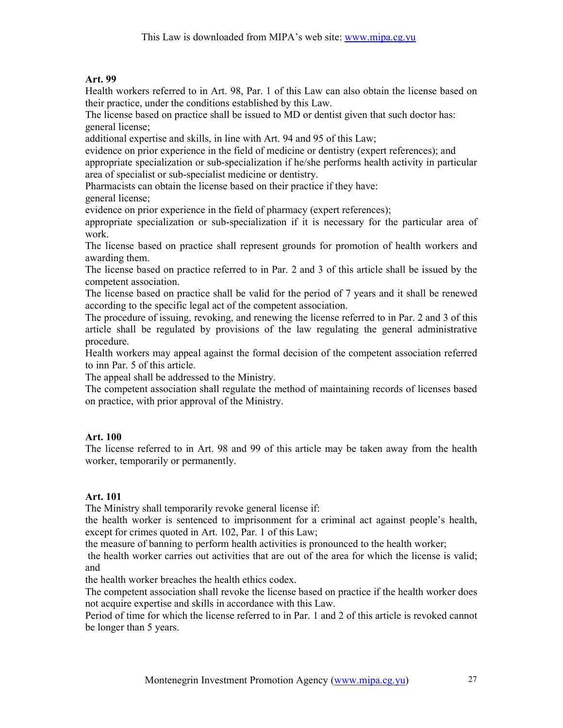**Art. 99**

Health workers referred to in Art. 98, Par. 1 of this Law can also obtain the license based on their practice, under the conditions established by this Law.

The license based on practice shall be issued to MD or dentist given that such doctor has:

general license;

additional expertise and skills, in line with Art. 94 and 95 of this Law;

evidence on prior experience in the field of medicine or dentistry (expert references); and

appropriate specialization or sub-specialization if he/she performs health activity in particular area of specialist or sub-specialist medicine or dentistry.

Pharmacists can obtain the license based on their practice if they have:

general license;

evidence on prior experience in the field of pharmacy (expert references);

appropriate specialization or sub-specialization if it is necessary for the particular area of work.

The license based on practice shall represent grounds for promotion of health workers and awarding them.

The license based on practice referred to in Par. 2 and 3 of this article shall be issued by the competent association.

The license based on practice shall be valid for the period of 7 years and it shall be renewed according to the specific legal act of the competent association.

The procedure of issuing, revoking, and renewing the license referred to in Par. 2 and 3 of this article shall be regulated by provisions of the law regulating the general administrative procedure.

Health workers may appeal against the formal decision of the competent association referred to inn Par. 5 of this article.

The appeal shall be addressed to the Ministry.

The competent association shall regulate the method of maintaining records of licenses based on practice, with prior approval of the Ministry.

**Art. 100**

The license referred to in Art. 98 and 99 of this article may be taken away from the health worker, temporarily or permanently.

**Art. 101**

The Ministry shall temporarily revoke general license if:

the health worker is sentenced to imprisonment for a criminal act against people's health, except for crimes quoted in Art. 102, Par. 1 of this Law;

the measure of banning to perform health activities is pronounced to the health worker;

the health worker carries out activities that are out of the area for which the license is valid; and

the health worker breaches the health ethics codex.

The competent association shall revoke the license based on practice if the health worker does not acquire expertise and skills in accordance with this Law.

Period of time for which the license referred to in Par. 1 and 2 of this article is revoked cannot be longer than 5 years.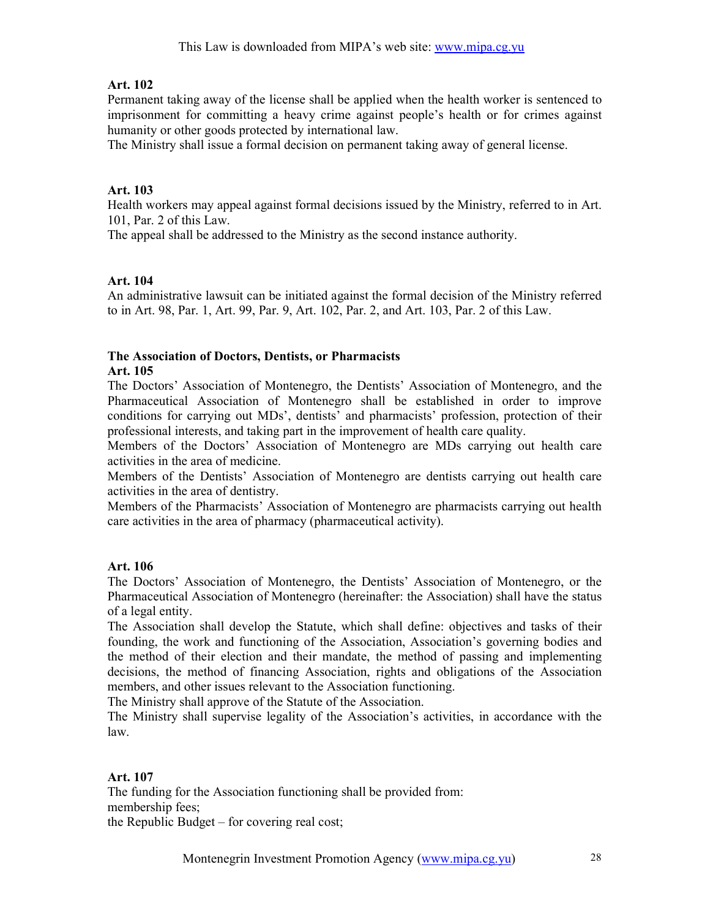**Art. 102**

Permanent taking away of the license shall be applied when the health worker is sentenced to imprisonment for committing a heavy crime against people's health or for crimes against humanity or other goods protected by international law.

The Ministry shall issue a formal decision on permanent taking away of general license.

**Art. 103**

Health workers may appeal against formal decisions issued by the Ministry, referred to in Art. 101, Par. 2 of this Law.

The appeal shall be addressed to the Ministry as the second instance authority.

**Art. 104**

An administrative lawsuit can be initiated against the formal decision of the Ministry referred to in Art. 98, Par. 1, Art. 99, Par. 9, Art. 102, Par. 2, and Art. 103, Par. 2 of this Law.

**The Association of Doctors, Dentists, or Pharmacists**

**Art. 105**

The Doctors' Association of Montenegro, the Dentists' Association of Montenegro, and the Pharmaceutical Association of Montenegro shall be established in order to improve conditions for carrying out MDs', dentists' and pharmacists' profession, protection of their professional interests, and taking part in the improvement of health care quality.

Members of the Doctors' Association of Montenegro are MDs carrying out health care activities in the area of medicine.

Members of the Dentists' Association of Montenegro are dentists carrying out health care activities in the area of dentistry.

Members of the Pharmacists' Association of Montenegro are pharmacists carrying out health care activities in the area of pharmacy (pharmaceutical activity).

**Art. 106**

The Doctors' Association of Montenegro, the Dentists' Association of Montenegro, or the Pharmaceutical Association of Montenegro (hereinafter: the Association) shall have the status of a legal entity.

The Association shall develop the Statute, which shall define: objectives and tasks of their founding, the work and functioning of the Association, Association's governing bodies and the method of their election and their mandate, the method of passing and implementing decisions, the method of financing Association, rights and obligations of the Association members, and other issues relevant to the Association functioning.

The Ministry shall approve of the Statute of the Association.

The Ministry shall supervise legality of the Association's activities, in accordance with the law.

**Art. 107**

The funding for the Association functioning shall be provided from:

membership fees;

the Republic Budget – for covering real cost;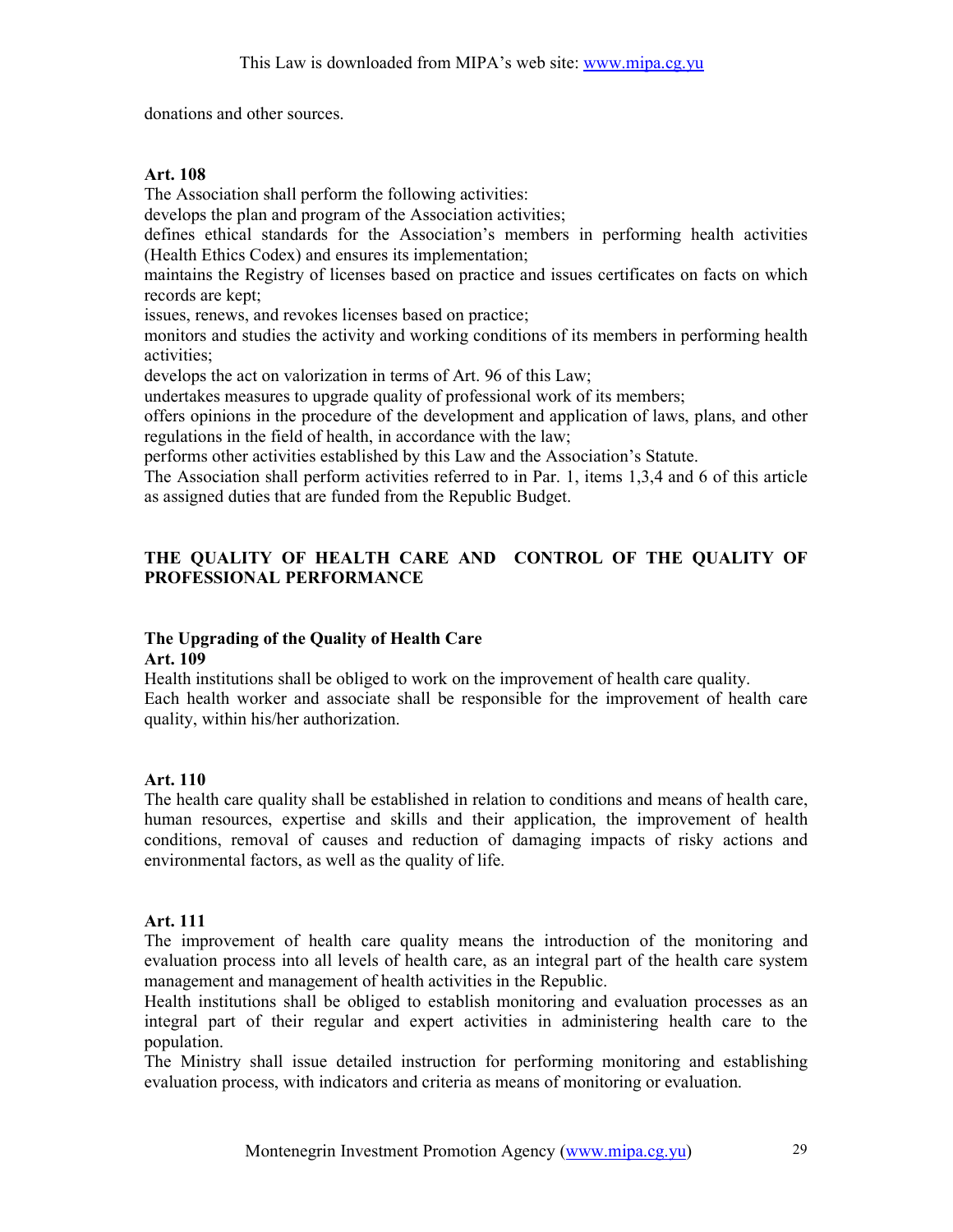donations and other sources.

**Art. 108**

The Association shall perform the following activities:

develops the plan and program of the Association activities;

defines ethical standards for the Association's members in performing health activities (Health Ethics Codex) and ensures its implementation;

maintains the Registry of licenses based on practice and issues certificates on facts on which records are kept;

issues, renews, and revokes licenses based on practice;

monitors and studies the activity and working conditions of its members in performing health activities;

develops the act on valorization in terms of Art. 96 of this Law;

undertakes measures to upgrade quality of professional work of its members;

offers opinions in the procedure of the development and application of laws, plans, and other regulations in the field of health, in accordance with the law;

performs other activities established by this Law and the Association's Statute.

The Association shall perform activities referred to in Par. 1, items 1,3,4 and 6 of this article as assigned duties that are funded from the Republic Budget.

## THE QUALITY OF HEALTH CARE AND CONTROL OF THE QUALITY OF PROFESSIONAL PERFORMANCE

### The Upgrading of the Quality of Health Care

**Art. 109**

Health institutions shall be obliged to work on the improvement of health care quality.

Each health worker and associate shall be responsible for the improvement of health care quality, within his/her authorization.

**Art. 110**

The health care quality shall be established in relation to conditions and means of health care, human resources, expertise and skills and their application, the improvement of health conditions, removal of causes and reduction of damaging impacts of risky actions and environmental factors, as well as the quality of life.

**Art. 111**

The improvement of health care quality means the introduction of the monitoring and evaluation process into all levels of health care, as an integral part of the health care system management and management of health activities in the Republic.

Health institutions shall be obliged to establish monitoring and evaluation processes as an integral part of their regular and expert activities in administering health care to the population.

The Ministry shall issue detailed instruction for performing monitoring and establishing evaluation process, with indicators and criteria as means of monitoring or evaluation.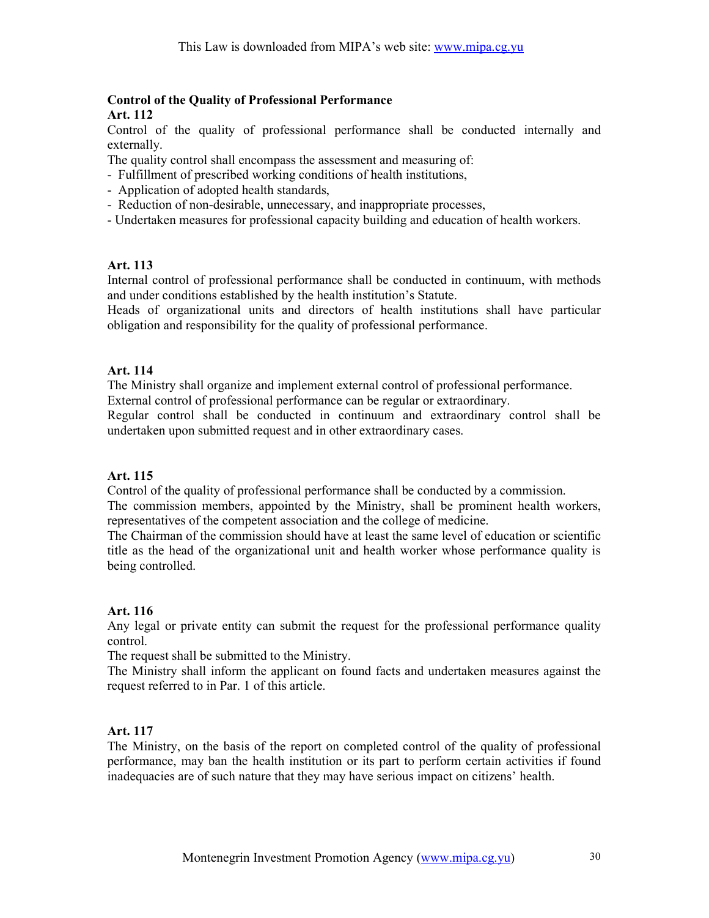**Control of the Quality of Professional Performance**

**Art. 112**

Control of the quality of professional performance shall be conducted internally and externally.

The quality control shall encompass the assessment and measuring of:

- Fulfillment of prescribed working conditions of health institutions,
- Application of adopted health standards,
- Reduction of non-desirable, unnecessary, and inappropriate processes,
- Undertaken measures for professional capacity building and education of health workers.

**Art. 113**

Internal control of professional performance shall be conducted in continuum, with methods and under conditions established by the health institution's Statute.

Heads of organizational units and directors of health institutions shall have particular obligation and responsibility for the quality of professional performance.

**Art. 114**

The Ministry shall organize and implement external control of professional performance.

External control of professional performance can be regular or extraordinary.

Regular control shall be conducted in continuum and extraordinary control shall be undertaken upon submitted request and in other extraordinary cases.

**Art. 115**

Control of the quality of professional performance shall be conducted by a commission.

The commission members, appointed by the Ministry, shall be prominent health workers, representatives of the competent association and the college of medicine.

The Chairman of the commission should have at least the same level of education or scientific title as the head of the organizational unit and health worker whose performance quality is being controlled.

**Art. 116**

Any legal or private entity can submit the request for the professional performance quality control.

The request shall be submitted to the Ministry.

The Ministry shall inform the applicant on found facts and undertaken measures against the request referred to in Par. 1 of this article.

**Art. 117**

The Ministry, on the basis of the report on completed control of the quality of professional performance, may ban the health institution or its part to perform certain activities if found inadequacies are of such nature that they may have serious impact on citizens' health.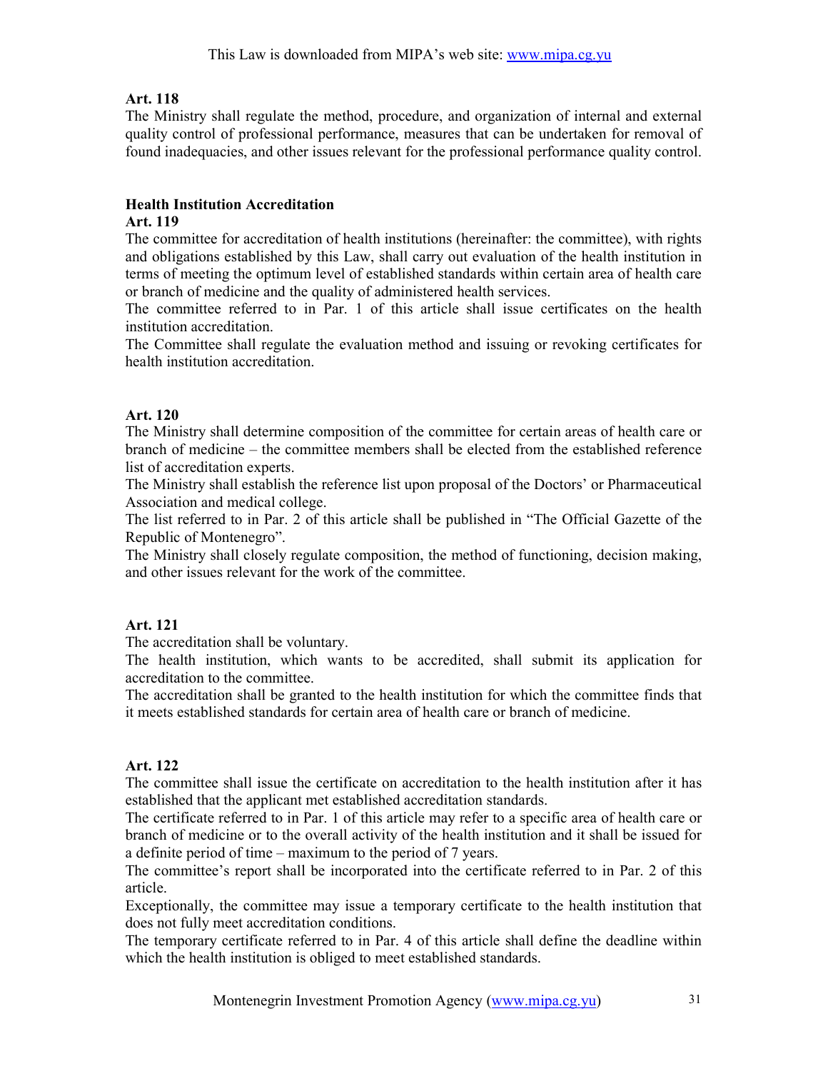**Art. 118**

The Ministry shall regulate the method, procedure, and organization of internal and external quality control of professional performance, measures that can be undertaken for removal of found inadequacies, and other issues relevant for the professional performance quality control.

**Health Institution Accreditation**

**Art. 119**

The committee for accreditation of health institutions (hereinafter: the committee), with rights and obligations established by this Law, shall carry out evaluation of the health institution in terms of meeting the optimum level of established standards within certain area of health care or branch of medicine and the quality of administered health services.

The committee referred to in Par. 1 of this article shall issue certificates on the health institution accreditation.

The Committee shall regulate the evaluation method and issuing or revoking certificates for health institution accreditation.

**Art. 120**

The Ministry shall determine composition of the committee for certain areas of health care or branch of medicine – the committee members shall be elected from the established reference list of accreditation experts.

The Ministry shall establish the reference list upon proposal of the Doctors' or Pharmaceutical Association and medical college.

The list referred to in Par. 2 of this article shall be published in "The Official Gazette of the Republic of Montenegro".

The Ministry shall closely regulate composition, the method of functioning, decision making, and other issues relevant for the work of the committee.

**Art. 121**

The accreditation shall be voluntary.

The health institution, which wants to be accredited, shall submit its application for accreditation to the committee.

The accreditation shall be granted to the health institution for which the committee finds that it meets established standards for certain area of health care or branch of medicine.

**Art. 122**

The committee shall issue the certificate on accreditation to the health institution after it has established that the applicant met established accreditation standards.

The certificate referred to in Par. 1 of this article may refer to a specific area of health care or branch of medicine or to the overall activity of the health institution and it shall be issued for a definite period of time – maximum to the period of 7 years.

The committee's report shall be incorporated into the certificate referred to in Par. 2 of this article.

Exceptionally, the committee may issue a temporary certificate to the health institution that does not fully meet accreditation conditions.

The temporary certificate referred to in Par. 4 of this article shall define the deadline within which the health institution is obliged to meet established standards.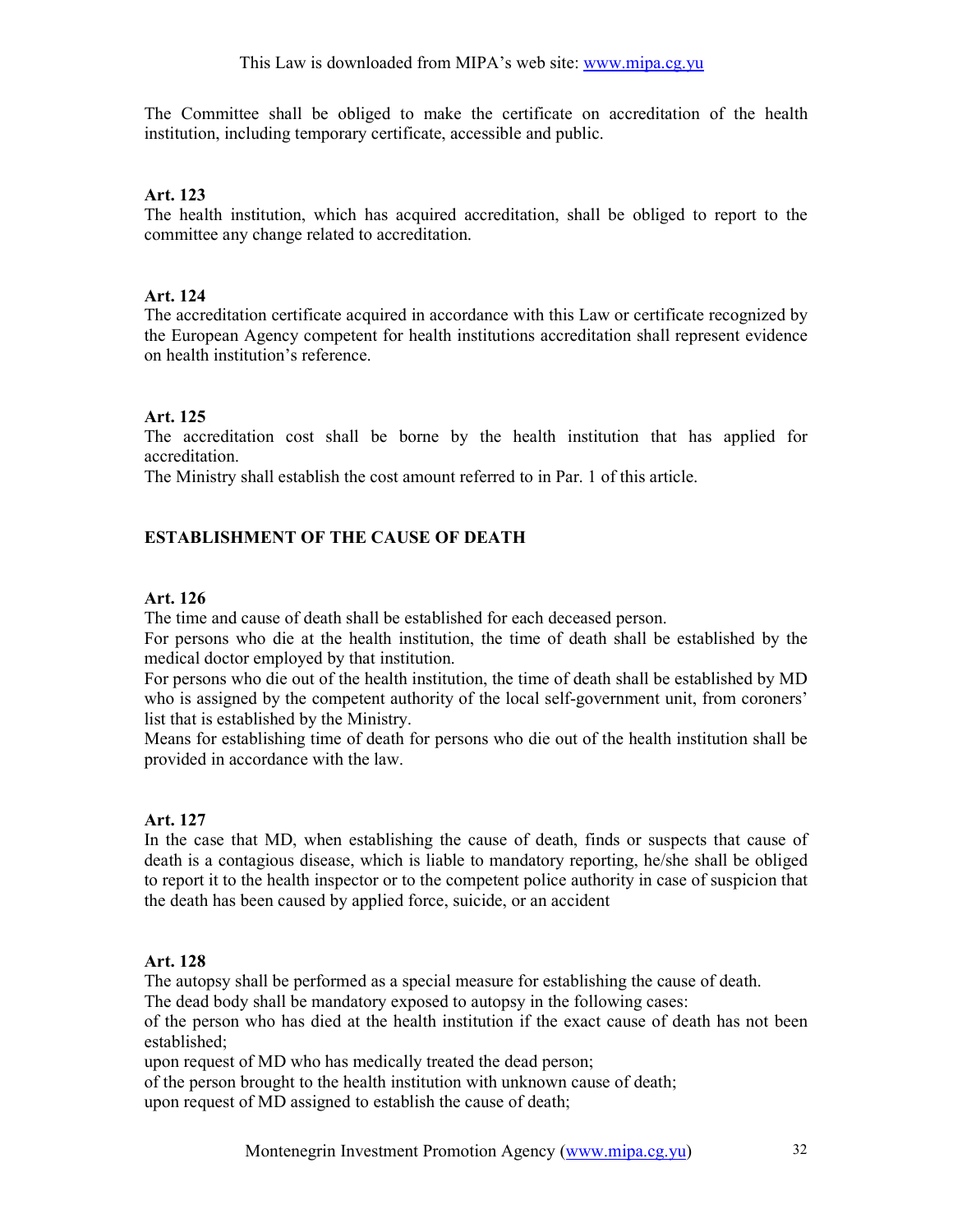The Committee shall be obliged to make the certificate on accreditation of the health institution, including temporary certificate, accessible and public.

**Art. 123**

The health institution, which has acquired accreditation, shall be obliged to report to the committee any change related to accreditation.

**Art. 124**

The accreditation certificate acquired in accordance with this Law or certificate recognized by the European Agency competent for health institutions accreditation shall represent evidence on health institution's reference.

**Art. 125**

The accreditation cost shall be borne by the health institution that has applied for accreditation.

The Ministry shall establish the cost amount referred to in Par. 1 of this article.

## ESTABLISHMENT OF THE CAUSE OF DEATH

**Art. 126**

The time and cause of death shall be established for each deceased person.

For persons who die at the health institution, the time of death shall be established by the medical doctor employed by that institution.

For persons who die out of the health institution, the time of death shall be established by MD who is assigned by the competent authority of the local self-government unit, from coroners' list that is established by the Ministry.

Means for establishing time of death for persons who die out of the health institution shall be provided in accordance with the law.

**Art. 127**

In the case that MD, when establishing the cause of death, finds or suspects that cause of death is a contagious disease, which is liable to mandatory reporting, he/she shall be obliged to report it to the health inspector or to the competent police authority in case of suspicion that the death has been caused by applied force, suicide, or an accident

**Art. 128**

The autopsy shall be performed as a special measure for establishing the cause of death.

The dead body shall be mandatory exposed to autopsy in the following cases:

of the person who has died at the health institution if the exact cause of death has not been established;

upon request of MD who has medically treated the dead person;

of the person brought to the health institution with unknown cause of death;

upon request of MD assigned to establish the cause of death;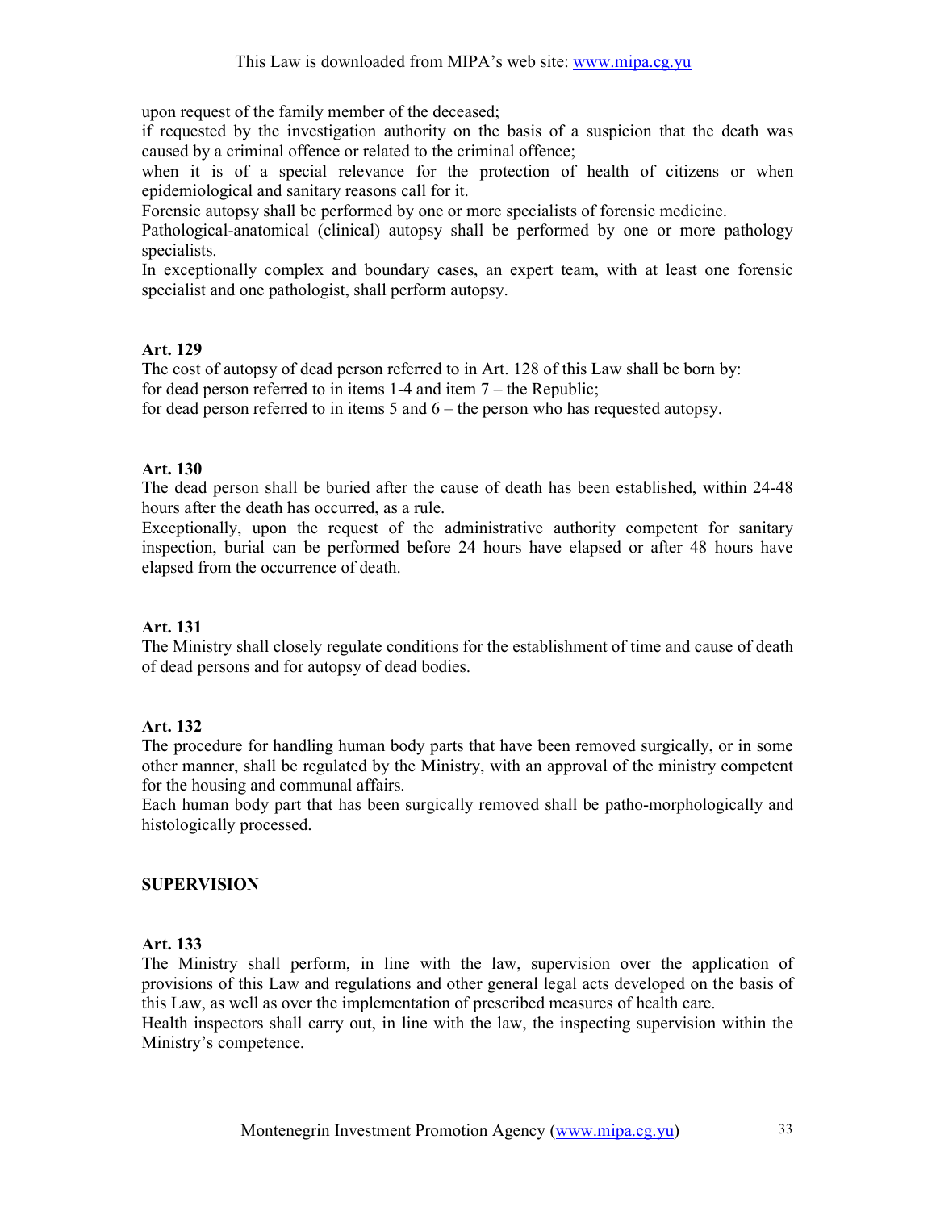upon request of the family member of the deceased;
if requested by the investigation authority on the basis of a suspicion that the death was caused by a criminal offence or related to the criminal offence;
when it is of a special relevance for the protection of health of citizens or when epidemiological and sanitary reasons call for it.
Forensic autopsy shall be performed by one or more specialists of forensic medicine.
Pathological-anatomical (clinical) autopsy shall be performed by one or more pathology specialists.
In exceptionally complex and boundary cases, an expert team, with at least one forensic specialist and one pathologist, shall perform autopsy.

**Art. 129**
The cost of autopsy of dead person referred to in Art. 128 of this Law shall be born by:
for dead person referred to in items 1-4 and item 7 – the Republic;
for dead person referred to in items 5 and 6 – the person who has requested autopsy.

**Art. 130**
The dead person shall be buried after the cause of death has been established, within 24-48 hours after the death has occurred, as a rule.
Exceptionally, upon the request of the administrative authority competent for sanitary inspection, burial can be performed before 24 hours have elapsed or after 48 hours have elapsed from the occurrence of death.

**Art. 131**
The Ministry shall closely regulate conditions for the establishment of time and cause of death of dead persons and for autopsy of dead bodies.

**Art. 132**
The procedure for handling human body parts that have been removed surgically, or in some other manner, shall be regulated by the Ministry, with an approval of the ministry competent for the housing and communal affairs.
Each human body part that has been surgically removed shall be patho-morphologically and histologically processed.

## SUPERVISION

**Art. 133**
The Ministry shall perform, in line with the law, supervision over the application of provisions of this Law and regulations and other general legal acts developed on the basis of this Law, as well as over the implementation of prescribed measures of health care.
Health inspectors shall carry out, in line with the law, the inspecting supervision within the Ministry's competence.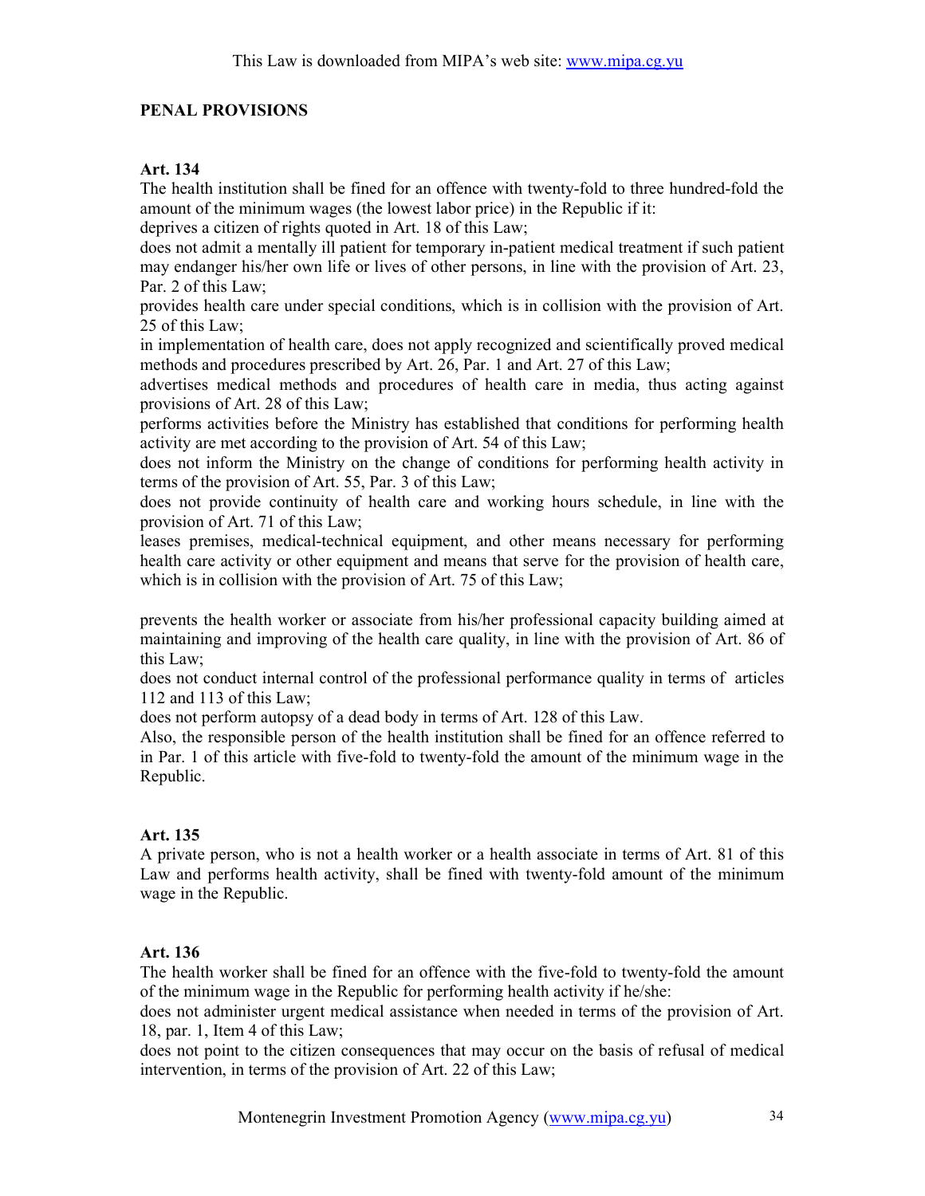## PENAL PROVISIONS

### Art. 134

The health institution shall be fined for an offence with twenty-fold to three hundred-fold the amount of the minimum wages (the lowest labor price) in the Republic if it:

deprives a citizen of rights quoted in Art. 18 of this Law;

does not admit a mentally ill patient for temporary in-patient medical treatment if such patient may endanger his/her own life or lives of other persons, in line with the provision of Art. 23, Par. 2 of this Law;

provides health care under special conditions, which is in collision with the provision of Art. 25 of this Law;

in implementation of health care, does not apply recognized and scientifically proved medical methods and procedures prescribed by Art. 26, Par. 1 and Art. 27 of this Law;

advertises medical methods and procedures of health care in media, thus acting against provisions of Art. 28 of this Law;

performs activities before the Ministry has established that conditions for performing health activity are met according to the provision of Art. 54 of this Law;

does not inform the Ministry on the change of conditions for performing health activity in terms of the provision of Art. 55, Par. 3 of this Law;

does not provide continuity of health care and working hours schedule, in line with the provision of Art. 71 of this Law;

leases premises, medical-technical equipment, and other means necessary for performing health care activity or other equipment and means that serve for the provision of health care, which is in collision with the provision of Art. 75 of this Law;

prevents the health worker or associate from his/her professional capacity building aimed at maintaining and improving of the health care quality, in line with the provision of Art. 86 of this Law;

does not conduct internal control of the professional performance quality in terms of articles 112 and 113 of this Law;

does not perform autopsy of a dead body in terms of Art. 128 of this Law.

Also, the responsible person of the health institution shall be fined for an offence referred to in Par. 1 of this article with five-fold to twenty-fold the amount of the minimum wage in the Republic.

### Art. 135

A private person, who is not a health worker or a health associate in terms of Art. 81 of this Law and performs health activity, shall be fined with twenty-fold amount of the minimum wage in the Republic.

### Art. 136

The health worker shall be fined for an offence with the five-fold to twenty-fold the amount of the minimum wage in the Republic for performing health activity if he/she:

does not administer urgent medical assistance when needed in terms of the provision of Art. 18, par. 1, Item 4 of this Law;

does not point to the citizen consequences that may occur on the basis of refusal of medical intervention, in terms of the provision of Art. 22 of this Law;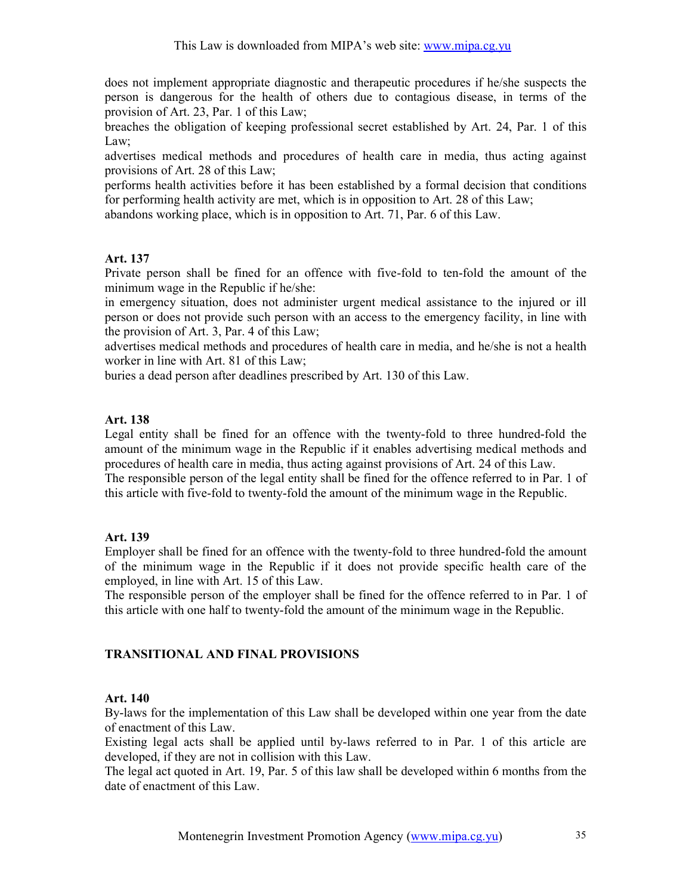does not implement appropriate diagnostic and therapeutic procedures if he/she suspects the person is dangerous for the health of others due to contagious disease, in terms of the provision of Art. 23, Par. 1 of this Law;

breaches the obligation of keeping professional secret established by Art. 24, Par. 1 of this Law;

advertises medical methods and procedures of health care in media, thus acting against provisions of Art. 28 of this Law;

performs health activities before it has been established by a formal decision that conditions for performing health activity are met, which is in opposition to Art. 28 of this Law;

abandons working place, which is in opposition to Art. 71, Par. 6 of this Law.

**Art. 137**

Private person shall be fined for an offence with five-fold to ten-fold the amount of the minimum wage in the Republic if he/she:

in emergency situation, does not administer urgent medical assistance to the injured or ill person or does not provide such person with an access to the emergency facility, in line with the provision of Art. 3, Par. 4 of this Law;

advertises medical methods and procedures of health care in media, and he/she is not a health worker in line with Art. 81 of this Law;

buries a dead person after deadlines prescribed by Art. 130 of this Law.

**Art. 138**

Legal entity shall be fined for an offence with the twenty-fold to three hundred-fold the amount of the minimum wage in the Republic if it enables advertising medical methods and procedures of health care in media, thus acting against provisions of Art. 24 of this Law.

The responsible person of the legal entity shall be fined for the offence referred to in Par. 1 of this article with five-fold to twenty-fold the amount of the minimum wage in the Republic.

**Art. 139**

Employer shall be fined for an offence with the twenty-fold to three hundred-fold the amount of the minimum wage in the Republic if it does not provide specific health care of the employed, in line with Art. 15 of this Law.

The responsible person of the employer shall be fined for the offence referred to in Par. 1 of this article with one half to twenty-fold the amount of the minimum wage in the Republic.

## TRANSITIONAL AND FINAL PROVISIONS

**Art. 140**

By-laws for the implementation of this Law shall be developed within one year from the date of enactment of this Law.

Existing legal acts shall be applied until by-laws referred to in Par. 1 of this article are developed, if they are not in collision with this Law.

The legal act quoted in Art. 19, Par. 5 of this law shall be developed within 6 months from the date of enactment of this Law.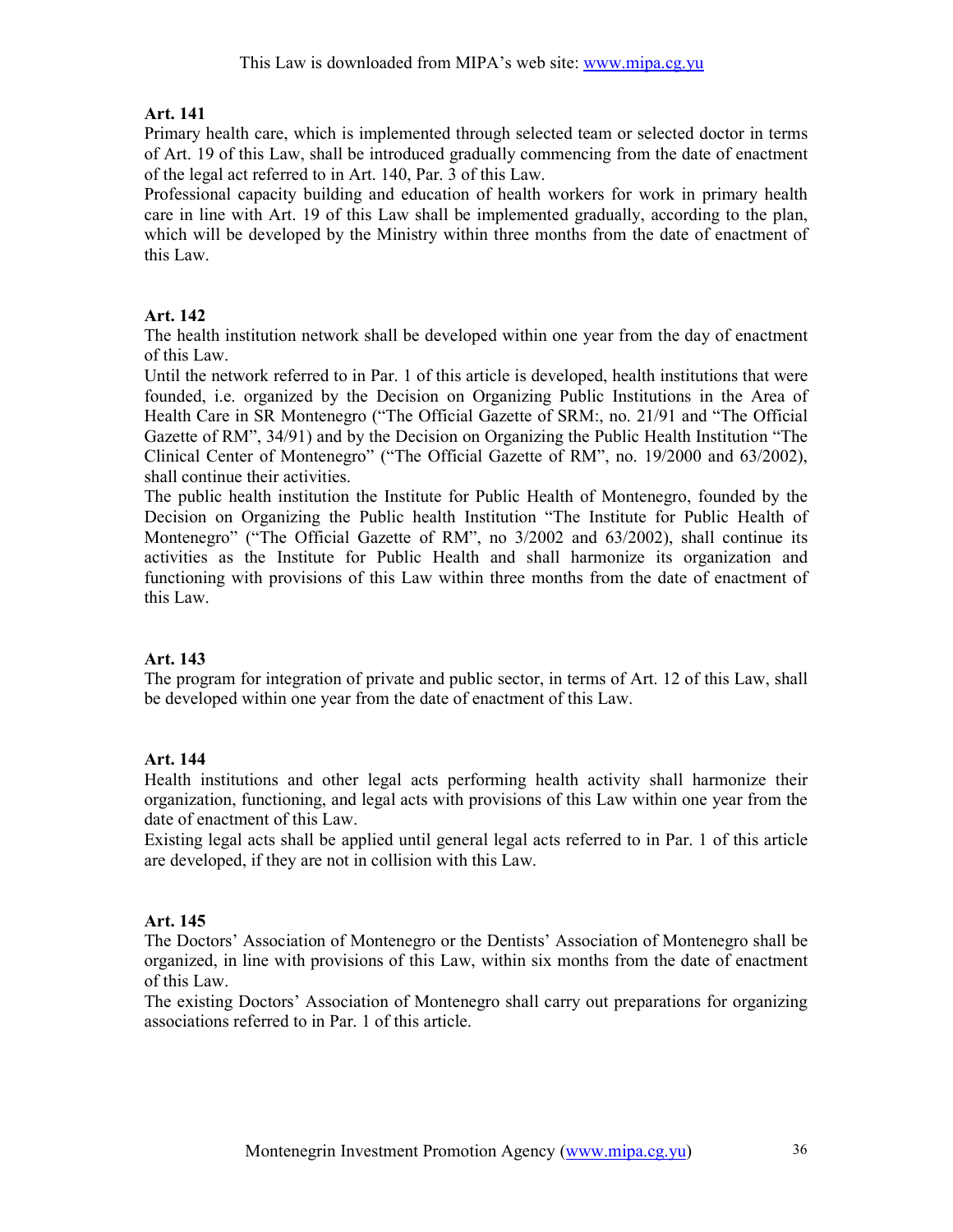**Art. 141**

Primary health care, which is implemented through selected team or selected doctor in terms of Art. 19 of this Law, shall be introduced gradually commencing from the date of enactment of the legal act referred to in Art. 140, Par. 3 of this Law.

Professional capacity building and education of health workers for work in primary health care in line with Art. 19 of this Law shall be implemented gradually, according to the plan, which will be developed by the Ministry within three months from the date of enactment of this Law.

**Art. 142**

The health institution network shall be developed within one year from the day of enactment of this Law.

Until the network referred to in Par. 1 of this article is developed, health institutions that were founded, i.e. organized by the Decision on Organizing Public Institutions in the Area of Health Care in SR Montenegro ("The Official Gazette of SRM:, no. 21/91 and "The Official Gazette of RM", 34/91) and by the Decision on Organizing the Public Health Institution "The Clinical Center of Montenegro" ("The Official Gazette of RM", no. 19/2000 and 63/2002), shall continue their activities.

The public health institution the Institute for Public Health of Montenegro, founded by the Decision on Organizing the Public health Institution "The Institute for Public Health of Montenegro" ("The Official Gazette of RM", no 3/2002 and 63/2002), shall continue its activities as the Institute for Public Health and shall harmonize its organization and functioning with provisions of this Law within three months from the date of enactment of this Law.

**Art. 143**

The program for integration of private and public sector, in terms of Art. 12 of this Law, shall be developed within one year from the date of enactment of this Law.

**Art. 144**

Health institutions and other legal acts performing health activity shall harmonize their organization, functioning, and legal acts with provisions of this Law within one year from the date of enactment of this Law.

Existing legal acts shall be applied until general legal acts referred to in Par. 1 of this article are developed, if they are not in collision with this Law.

**Art. 145**

The Doctors' Association of Montenegro or the Dentists' Association of Montenegro shall be organized, in line with provisions of this Law, within six months from the date of enactment of this Law.

The existing Doctors' Association of Montenegro shall carry out preparations for organizing associations referred to in Par. 1 of this article.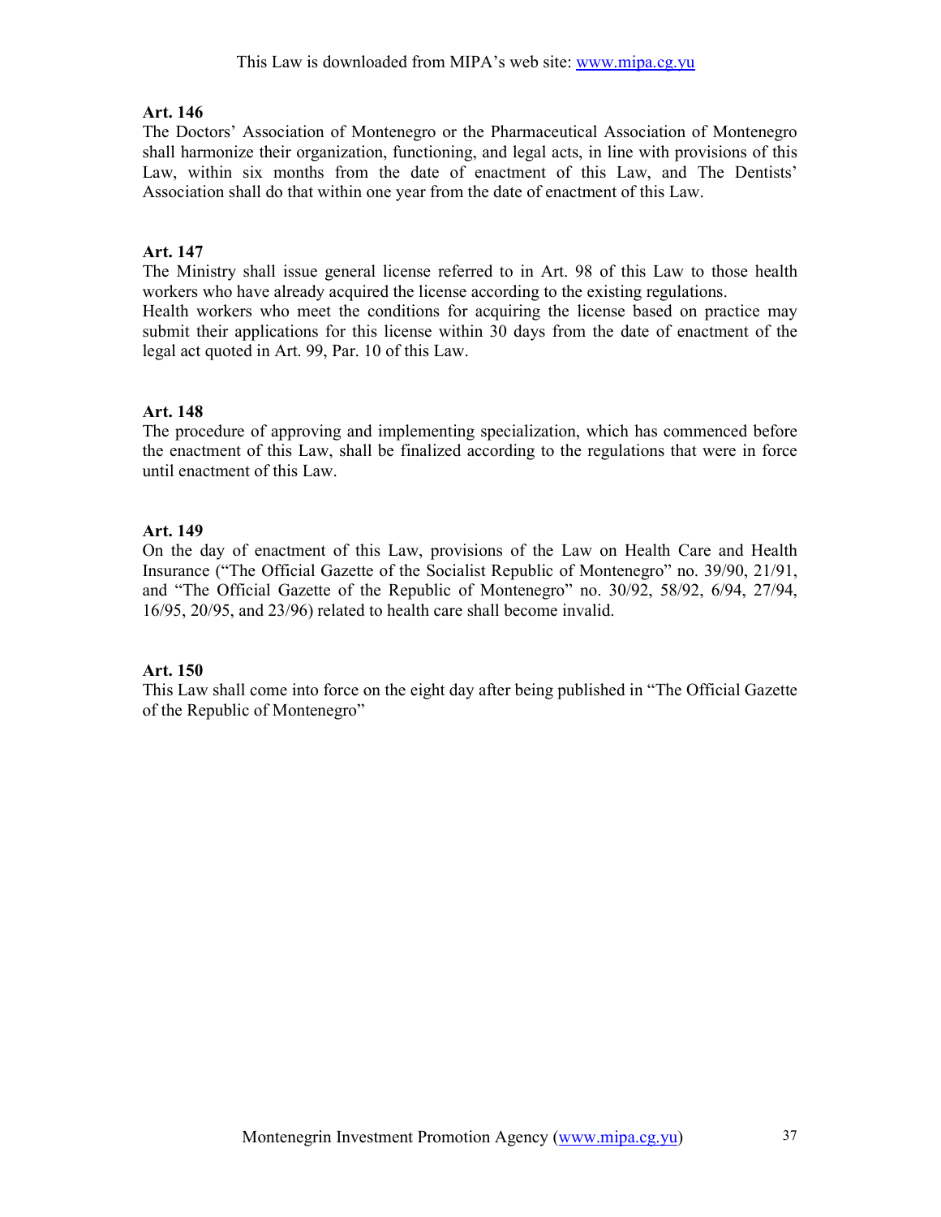**Art. 146**

The Doctors' Association of Montenegro or the Pharmaceutical Association of Montenegro shall harmonize their organization, functioning, and legal acts, in line with provisions of this Law, within six months from the date of enactment of this Law, and The Dentists' Association shall do that within one year from the date of enactment of this Law.

**Art. 147**

The Ministry shall issue general license referred to in Art. 98 of this Law to those health workers who have already acquired the license according to the existing regulations.

Health workers who meet the conditions for acquiring the license based on practice may submit their applications for this license within 30 days from the date of enactment of the legal act quoted in Art. 99, Par. 10 of this Law.

**Art. 148**

The procedure of approving and implementing specialization, which has commenced before the enactment of this Law, shall be finalized according to the regulations that were in force until enactment of this Law.

**Art. 149**

On the day of enactment of this Law, provisions of the Law on Health Care and Health Insurance ("The Official Gazette of the Socialist Republic of Montenegro" no. 39/90, 21/91, and "The Official Gazette of the Republic of Montenegro" no. 30/92, 58/92, 6/94, 27/94, 16/95, 20/95, and 23/96) related to health care shall become invalid.

**Art. 150**

This Law shall come into force on the eight day after being published in "The Official Gazette of the Republic of Montenegro"